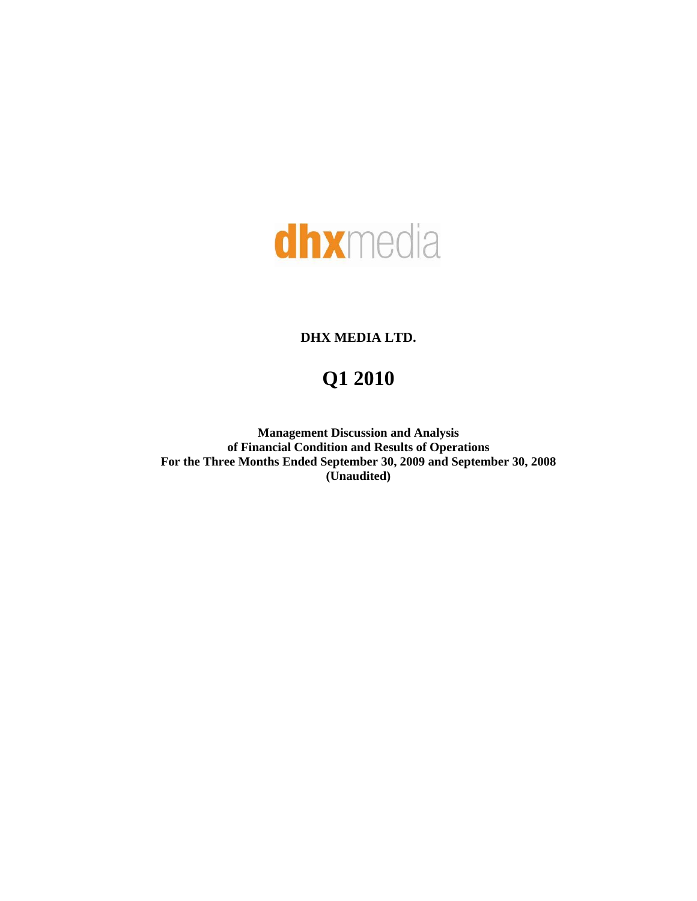dhxmedia

**DHX MEDIA LTD.**

# Q1 2010

**Management Discussion and Analysis**
**of Financial Condition and Results of Operations**
**For the Three Months Ended September 30, 2009 and September 30, 2008**
**(Unaudited)**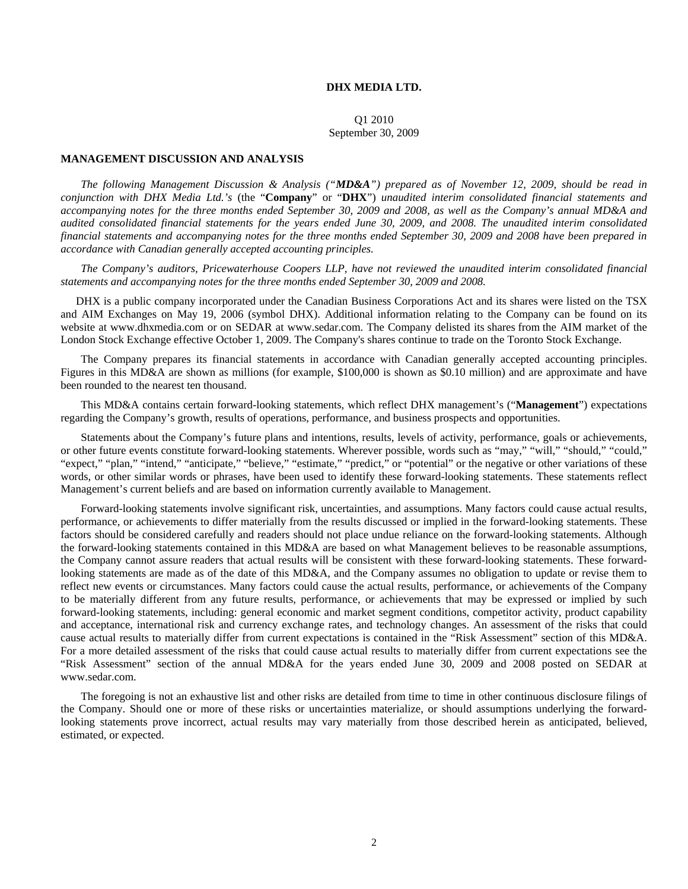**DHX MEDIA LTD.**

Q1 2010
September 30, 2009

## MANAGEMENT DISCUSSION AND ANALYSIS

*The following Management Discussion & Analysis ("**MD&A**") prepared as of November 12, 2009, should be read in conjunction with DHX Media Ltd.'s* (the "**Company**" or "**DHX**") *unaudited interim consolidated financial statements and accompanying notes for the three months ended September 30, 2009 and 2008, as well as the Company's annual MD&A and audited consolidated financial statements for the years ended June 30, 2009, and 2008. The unaudited interim consolidated financial statements and accompanying notes for the three months ended September 30, 2009 and 2008 have been prepared in accordance with Canadian generally accepted accounting principles.*

*The Company's auditors, Pricewaterhouse Coopers LLP, have not reviewed the unaudited interim consolidated financial statements and accompanying notes for the three months ended September 30, 2009 and 2008.*

DHX is a public company incorporated under the Canadian Business Corporations Act and its shares were listed on the TSX and AIM Exchanges on May 19, 2006 (symbol DHX). Additional information relating to the Company can be found on its website at www.dhxmedia.com or on SEDAR at www.sedar.com. The Company delisted its shares from the AIM market of the London Stock Exchange effective October 1, 2009. The Company's shares continue to trade on the Toronto Stock Exchange.

The Company prepares its financial statements in accordance with Canadian generally accepted accounting principles. Figures in this MD&A are shown as millions (for example, $100,000 is shown as $0.10 million) and are approximate and have been rounded to the nearest ten thousand.

This MD&A contains certain forward-looking statements, which reflect DHX management's ("**Management**") expectations regarding the Company's growth, results of operations, performance, and business prospects and opportunities.

Statements about the Company's future plans and intentions, results, levels of activity, performance, goals or achievements, or other future events constitute forward-looking statements. Wherever possible, words such as "may," "will," "should," "could," "expect," "plan," "intend," "anticipate," "believe," "estimate," "predict," or "potential" or the negative or other variations of these words, or other similar words or phrases, have been used to identify these forward-looking statements. These statements reflect Management's current beliefs and are based on information currently available to Management.

Forward-looking statements involve significant risk, uncertainties, and assumptions. Many factors could cause actual results, performance, or achievements to differ materially from the results discussed or implied in the forward-looking statements. These factors should be considered carefully and readers should not place undue reliance on the forward-looking statements. Although the forward-looking statements contained in this MD&A are based on what Management believes to be reasonable assumptions, the Company cannot assure readers that actual results will be consistent with these forward-looking statements. These forward-looking statements are made as of the date of this MD&A, and the Company assumes no obligation to update or revise them to reflect new events or circumstances. Many factors could cause the actual results, performance, or achievements of the Company to be materially different from any future results, performance, or achievements that may be expressed or implied by such forward-looking statements, including: general economic and market segment conditions, competitor activity, product capability and acceptance, international risk and currency exchange rates, and technology changes. An assessment of the risks that could cause actual results to materially differ from current expectations is contained in the "Risk Assessment" section of this MD&A. For a more detailed assessment of the risks that could cause actual results to materially differ from current expectations see the "Risk Assessment" section of the annual MD&A for the years ended June 30, 2009 and 2008 posted on SEDAR at www.sedar.com.

The foregoing is not an exhaustive list and other risks are detailed from time to time in other continuous disclosure filings of the Company. Should one or more of these risks or uncertainties materialize, or should assumptions underlying the forward-looking statements prove incorrect, actual results may vary materially from those described herein as anticipated, believed, estimated, or expected.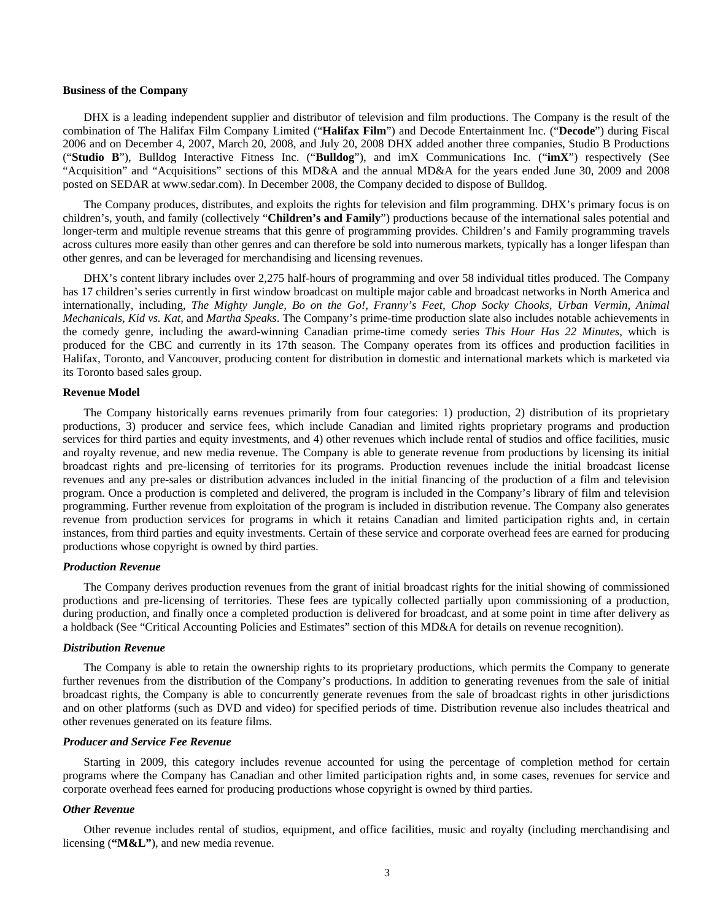**Business of the Company**

DHX is a leading independent supplier and distributor of television and film productions. The Company is the result of the combination of The Halifax Film Company Limited ("**Halifax Film**") and Decode Entertainment Inc. ("**Decode**") during Fiscal 2006 and on December 4, 2007, March 20, 2008, and July 20, 2008 DHX added another three companies, Studio B Productions ("**Studio B**"), Bulldog Interactive Fitness Inc. ("**Bulldog**"), and imX Communications Inc. ("**imX**") respectively (See "Acquisition" and "Acquisitions" sections of this MD&A and the annual MD&A for the years ended June 30, 2009 and 2008 posted on SEDAR at www.sedar.com). In December 2008, the Company decided to dispose of Bulldog.

The Company produces, distributes, and exploits the rights for television and film programming. DHX's primary focus is on children's, youth, and family (collectively "**Children's and Family**") productions because of the international sales potential and longer-term and multiple revenue streams that this genre of programming provides. Children's and Family programming travels across cultures more easily than other genres and can therefore be sold into numerous markets, typically has a longer lifespan than other genres, and can be leveraged for merchandising and licensing revenues.

DHX's content library includes over 2,275 half-hours of programming and over 58 individual titles produced. The Company has 17 children's series currently in first window broadcast on multiple major cable and broadcast networks in North America and internationally, including, *The Mighty Jungle, Bo on the Go!, Franny's Feet, Chop Socky Chooks, Urban Vermin, Animal Mechanicals, Kid vs. Kat,* and *Martha Speaks*. The Company's prime-time production slate also includes notable achievements in the comedy genre, including the award-winning Canadian prime-time comedy series *This Hour Has 22 Minutes*, which is produced for the CBC and currently in its 17th season. The Company operates from its offices and production facilities in Halifax, Toronto, and Vancouver, producing content for distribution in domestic and international markets which is marketed via its Toronto based sales group.

**Revenue Model**

The Company historically earns revenues primarily from four categories: 1) production, 2) distribution of its proprietary productions, 3) producer and service fees, which include Canadian and limited rights proprietary programs and production services for third parties and equity investments, and 4) other revenues which include rental of studios and office facilities, music and royalty revenue, and new media revenue. The Company is able to generate revenue from productions by licensing its initial broadcast rights and pre-licensing of territories for its programs. Production revenues include the initial broadcast license revenues and any pre-sales or distribution advances included in the initial financing of the production of a film and television program. Once a production is completed and delivered, the program is included in the Company's library of film and television programming. Further revenue from exploitation of the program is included in distribution revenue. The Company also generates revenue from production services for programs in which it retains Canadian and limited participation rights and, in certain instances, from third parties and equity investments. Certain of these service and corporate overhead fees are earned for producing productions whose copyright is owned by third parties.

***Production Revenue***

The Company derives production revenues from the grant of initial broadcast rights for the initial showing of commissioned productions and pre-licensing of territories. These fees are typically collected partially upon commissioning of a production, during production, and finally once a completed production is delivered for broadcast, and at some point in time after delivery as a holdback (See "Critical Accounting Policies and Estimates" section of this MD&A for details on revenue recognition).

***Distribution Revenue***

The Company is able to retain the ownership rights to its proprietary productions, which permits the Company to generate further revenues from the distribution of the Company's productions. In addition to generating revenues from the sale of initial broadcast rights, the Company is able to concurrently generate revenues from the sale of broadcast rights in other jurisdictions and on other platforms (such as DVD and video) for specified periods of time. Distribution revenue also includes theatrical and other revenues generated on its feature films.

***Producer and Service Fee Revenue***

Starting in 2009, this category includes revenue accounted for using the percentage of completion method for certain programs where the Company has Canadian and other limited participation rights and, in some cases, revenues for service and corporate overhead fees earned for producing productions whose copyright is owned by third parties.

***Other Revenue***

Other revenue includes rental of studios, equipment, and office facilities, music and royalty (including merchandising and licensing (**"M&L"**), and new media revenue.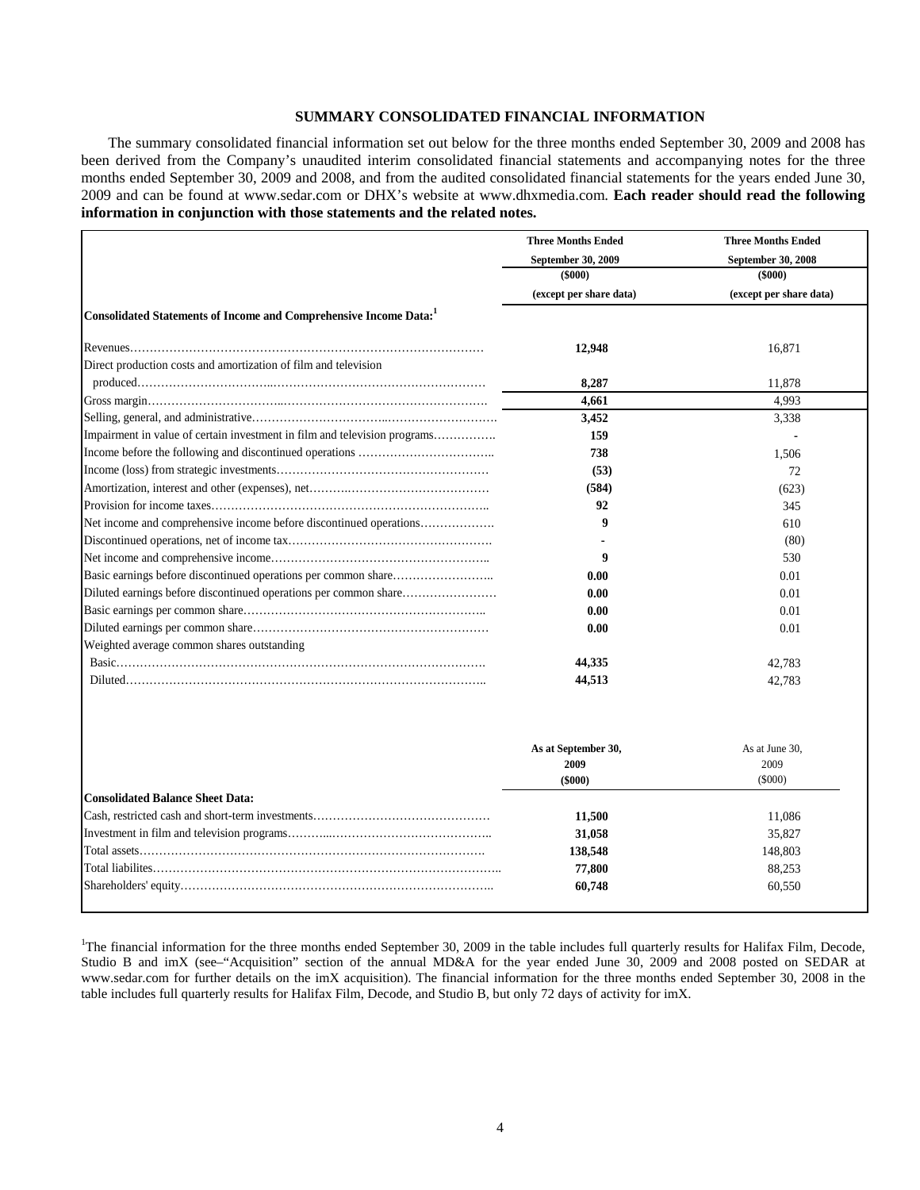## SUMMARY CONSOLIDATED FINANCIAL INFORMATION

The summary consolidated financial information set out below for the three months ended September 30, 2009 and 2008 has been derived from the Company's unaudited interim consolidated financial statements and accompanying notes for the three months ended September 30, 2009 and 2008, and from the audited consolidated financial statements for the years ended June 30, 2009 and can be found at www.sedar.com or DHX's website at www.dhxmedia.com. **Each reader should read the following information in conjunction with those statements and the related notes.**

| | Three Months Ended September 30, 2009 ($000) (except per share data) | Three Months Ended September 30, 2008 ($000) (except per share data) |
|---|---|---|
| **Consolidated Statements of Income and Comprehensive Income Data:**[1] | | |
| Revenues | **12,948** | 16,871 |
| Direct production costs and amortization of film and television produced | **8,287** | 11,878 |
| Gross margin | **4,661** | 4,993 |
| Selling, general, and administrative | **3,452** | 3,338 |
| Impairment in value of certain investment in film and television programs | **159** | - |
| Income before the following and discontinued operations | **738** | 1,506 |
| Income (loss) from strategic investments | **(53)** | 72 |
| Amortization, interest and other (expenses), net | **(584)** | (623) |
| Provision for income taxes | **92** | 345 |
| Net income and comprehensive income before discontinued operations | **9** | 610 |
| Discontinued operations, net of income tax | **-** | (80) |
| Net income and comprehensive income | **9** | 530 |
| Basic earnings before discontinued operations per common share | **0.00** | 0.01 |
| Diluted earnings before discontinued operations per common share | **0.00** | 0.01 |
| Basic earnings per common share | **0.00** | 0.01 |
| Diluted earnings per common share | **0.00** | 0.01 |
| Weighted average common shares outstanding | | |
| Basic | **44,335** | 42,783 |
| Diluted | **44,513** | 42,783 |

| | As at September 30, 2009 ($000) | As at June 30, 2009 ($000) |
|---|---|---|
| **Consolidated Balance Sheet Data:** | | |
| Cash, restricted cash and short-term investments | **11,500** | 11,086 |
| Investment in film and television programs | **31,058** | 35,827 |
| Total assets | **138,548** | 148,803 |
| Total liabilites | **77,800** | 88,253 |
| Shareholders' equity | **60,748** | 60,550 |

[1]The financial information for the three months ended September 30, 2009 in the table includes full quarterly results for Halifax Film, Decode, Studio B and imX (see–"Acquisition" section of the annual MD&A for the year ended June 30, 2009 and 2008 posted on SEDAR at www.sedar.com for further details on the imX acquisition). The financial information for the three months ended September 30, 2008 in the table includes full quarterly results for Halifax Film, Decode, and Studio B, but only 72 days of activity for imX.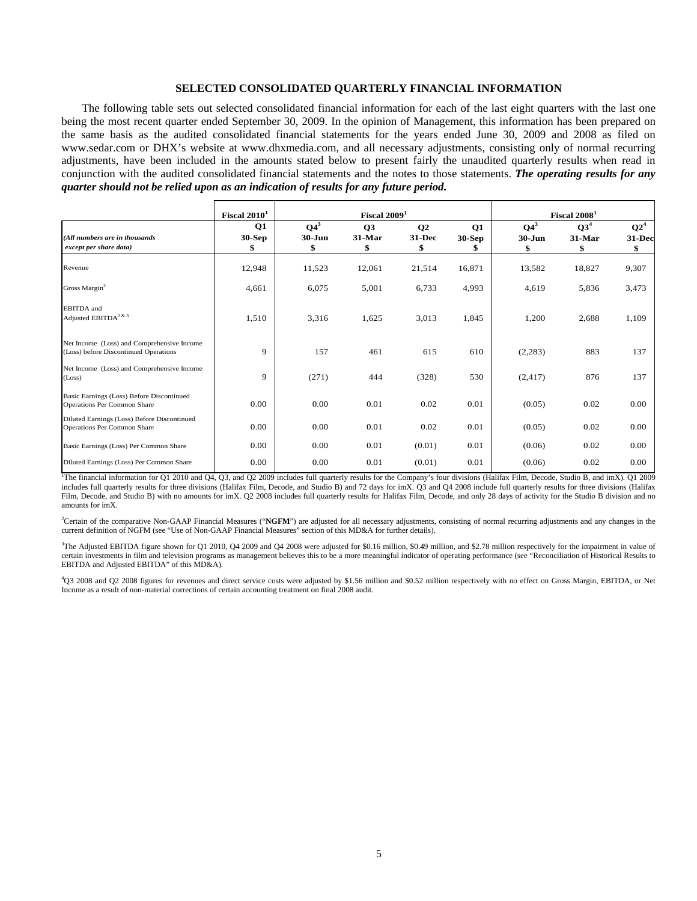## SELECTED CONSOLIDATED QUARTERLY FINANCIAL INFORMATION

The following table sets out selected consolidated financial information for each of the last eight quarters with the last one being the most recent quarter ended September 30, 2009. In the opinion of Management, this information has been prepared on the same basis as the audited consolidated financial statements for the years ended June 30, 2009 and 2008 as filed on www.sedar.com or DHX's website at www.dhxmedia.com, and all necessary adjustments, consisting only of normal recurring adjustments, have been included in the amounts stated below to present fairly the unaudited quarterly results when read in conjunction with the audited consolidated financial statements and the notes to those statements. ***The operating results for any quarter should not be relied upon as an indication of results for any future period.***

| | Fiscal 2010[1] | Fiscal 2009[1] | | | | Fiscal 2008[1] | | |
|---|---|---|---|---|---|---|---|---|
| *(All numbers are in thousands except per share data)* | Q1 30-Sep $ | Q4[3] 30-Jun $ | Q3 31-Mar $ | Q2 31-Dec $ | Q1 30-Sep $ | Q4[3] 30-Jun $ | Q3[4] 31-Mar $ | Q2[4] 31-Dec $ |
| Revenue | 12,948 | 11,523 | 12,061 | 21,514 | 16,871 | 13,582 | 18,827 | 9,307 |
| Gross Margin[2] | 4,661 | 6,075 | 5,001 | 6,733 | 4,993 | 4,619 | 5,836 | 3,473 |
| EBITDA and Adjusted EBITDA[2 & 3] | 1,510 | 3,316 | 1,625 | 3,013 | 1,845 | 1,200 | 2,688 | 1,109 |
| Net Income (Loss) and Comprehensive Income (Loss) before Discontinued Operations | 9 | 157 | 461 | 615 | 610 | (2,283) | 883 | 137 |
| Net Income (Loss) and Comprehensive Income (Loss) | 9 | (271) | 444 | (328) | 530 | (2,417) | 876 | 137 |
| Basic Earnings (Loss) Before Discontinued Operations Per Common Share | 0.00 | 0.00 | 0.01 | 0.02 | 0.01 | (0.05) | 0.02 | 0.00 |
| Diluted Earnings (Loss) Before Discontinued Operations Per Common Share | 0.00 | 0.00 | 0.01 | 0.02 | 0.01 | (0.05) | 0.02 | 0.00 |
| Basic Earnings (Loss) Per Common Share | 0.00 | 0.00 | 0.01 | (0.01) | 0.01 | (0.06) | 0.02 | 0.00 |
| Diluted Earnings (Loss) Per Common Share | 0.00 | 0.00 | 0.01 | (0.01) | 0.01 | (0.06) | 0.02 | 0.00 |

[1]The financial information for Q1 2010 and Q4, Q3, and Q2 2009 includes full quarterly results for the Company's four divisions (Halifax Film, Decode, Studio B, and imX). Q1 2009 includes full quarterly results for three divisions (Halifax Film, Decode, and Studio B) and 72 days for imX. Q3 and Q4 2008 include full quarterly results for three divisions (Halifax Film, Decode, and Studio B) with no amounts for imX. Q2 2008 includes full quarterly results for Halifax Film, Decode, and only 28 days of activity for the Studio B division and no amounts for imX.

[2]Certain of the comparative Non-GAAP Financial Measures ("**NGFM**") are adjusted for all necessary adjustments, consisting of normal recurring adjustments and any changes in the current definition of NGFM (see "Use of Non-GAAP Financial Measures" section of this MD&A for further details).

[3]The Adjusted EBITDA figure shown for Q1 2010, Q4 2009 and Q4 2008 were adjusted for $0.16 million, $0.49 million, and $2.78 million respectively for the impairment in value of certain investments in film and television programs as management believes this to be a more meaningful indicator of operating performance (see "Reconciliation of Historical Results to EBITDA and Adjusted EBITDA" of this MD&A).

[4]Q3 2008 and Q2 2008 figures for revenues and direct service costs were adjusted by $1.56 million and $0.52 million respectively with no effect on Gross Margin, EBITDA, or Net Income as a result of non-material corrections of certain accounting treatment on final 2008 audit.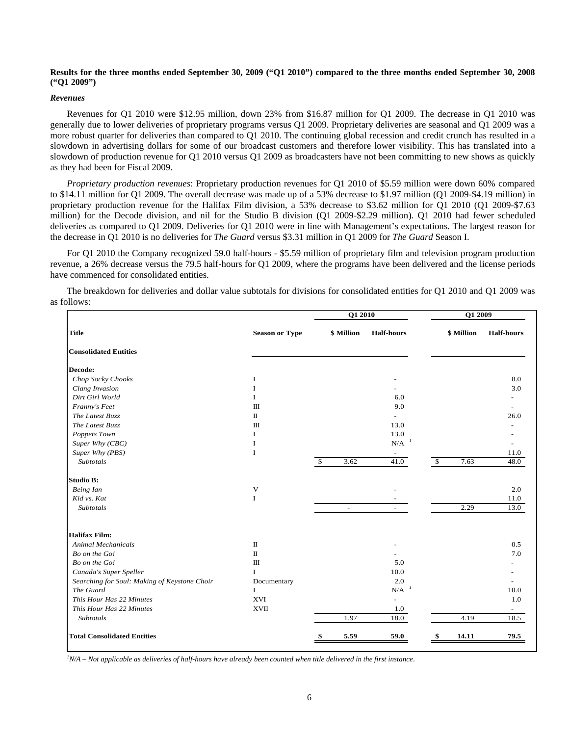**Results for the three months ended September 30, 2009 ("Q1 2010") compared to the three months ended September 30, 2008 ("Q1 2009")**

***Revenues***

Revenues for Q1 2010 were $12.95 million, down 23% from $16.87 million for Q1 2009. The decrease in Q1 2010 was generally due to lower deliveries of proprietary programs versus Q1 2009. Proprietary deliveries are seasonal and Q1 2009 was a more robust quarter for deliveries than compared to Q1 2010. The continuing global recession and credit crunch has resulted in a slowdown in advertising dollars for some of our broadcast customers and therefore lower visibility. This has translated into a slowdown of production revenue for Q1 2010 versus Q1 2009 as broadcasters have not been committing to new shows as quickly as they had been for Fiscal 2009.

*Proprietary production revenues*: Proprietary production revenues for Q1 2010 of $5.59 million were down 60% compared to $14.11 million for Q1 2009. The overall decrease was made up of a 53% decrease to $1.97 million (Q1 2009-$4.19 million) in proprietary production revenue for the Halifax Film division, a 53% decrease to $3.62 million for Q1 2010 (Q1 2009-$7.63 million) for the Decode division, and nil for the Studio B division (Q1 2009-$2.29 million). Q1 2010 had fewer scheduled deliveries as compared to Q1 2009. Deliveries for Q1 2010 were in line with Management's expectations. The largest reason for the decrease in Q1 2010 is no deliveries for *The Guard* versus $3.31 million in Q1 2009 for *The Guard* Season I.

For Q1 2010 the Company recognized 59.0 half-hours - $5.59 million of proprietary film and television program production revenue, a 26% decrease versus the 79.5 half-hours for Q1 2009, where the programs have been delivered and the license periods have commenced for consolidated entities.

The breakdown for deliveries and dollar value subtotals for divisions for consolidated entities for Q1 2010 and Q1 2009 was as follows:

| | | Q1 2010 | | Q1 2009 | |
|---|---|---|---|---|---|
| **Title** | **Season or Type** | **$ Million** | **Half-hours** | **$ Million** | **Half-hours** |
| **Consolidated Entities** | | | | | |
| **Decode:** | | | | | |
| *Chop Socky Chooks* | I | | - | | 8.0 |
| *Clang Invasion* | I | | - | | 3.0 |
| *Dirt Girl World* | I | | 6.0 | | - |
| *Franny's Feet* | III | | 9.0 | | - |
| *The Latest Buzz* | II | | - | | 26.0 |
| *The Latest Buzz* | III | | 13.0 | | - |
| *Poppets Town* | I | | 13.0 | | - |
| *Super Why (CBC)* | I | | N/A [1] | | - |
| *Super Why (PBS)* | I | | - | | 11.0 |
| *Subtotals* | | $ 3.62 | 41.0 | $ 7.63 | 48.0 |
| **Studio B:** | | | | | |
| *Being Ian* | V | | - | | 2.0 |
| *Kid vs. Kat* | I | | - | | 11.0 |
| *Subtotals* | | - | - | 2.29 | 13.0 |
| **Halifax Film:** | | | | | |
| *Animal Mechanicals* | II | | - | | 0.5 |
| *Bo on the Go!* | II | | - | | 7.0 |
| *Bo on the Go!* | III | | 5.0 | | - |
| *Canada's Super Speller* | I | | 10.0 | | - |
| *Searching for Soul: Making of Keystone Choir* | Documentary | | 2.0 | | - |
| *The Guard* | I | | N/A [1] | | 10.0 |
| *This Hour Has 22 Minutes* | XVI | | - | | 1.0 |
| *This Hour Has 22 Minutes* | XVII | | 1.0 | | - |
| *Subtotals* | | 1.97 | 18.0 | 4.19 | 18.5 |
| **Total Consolidated Entities** | | **$ 5.59** | **59.0** | **$ 14.11** | **79.5** |

*[1]N/A – Not applicable as deliveries of half-hours have already been counted when title delivered in the first instance.*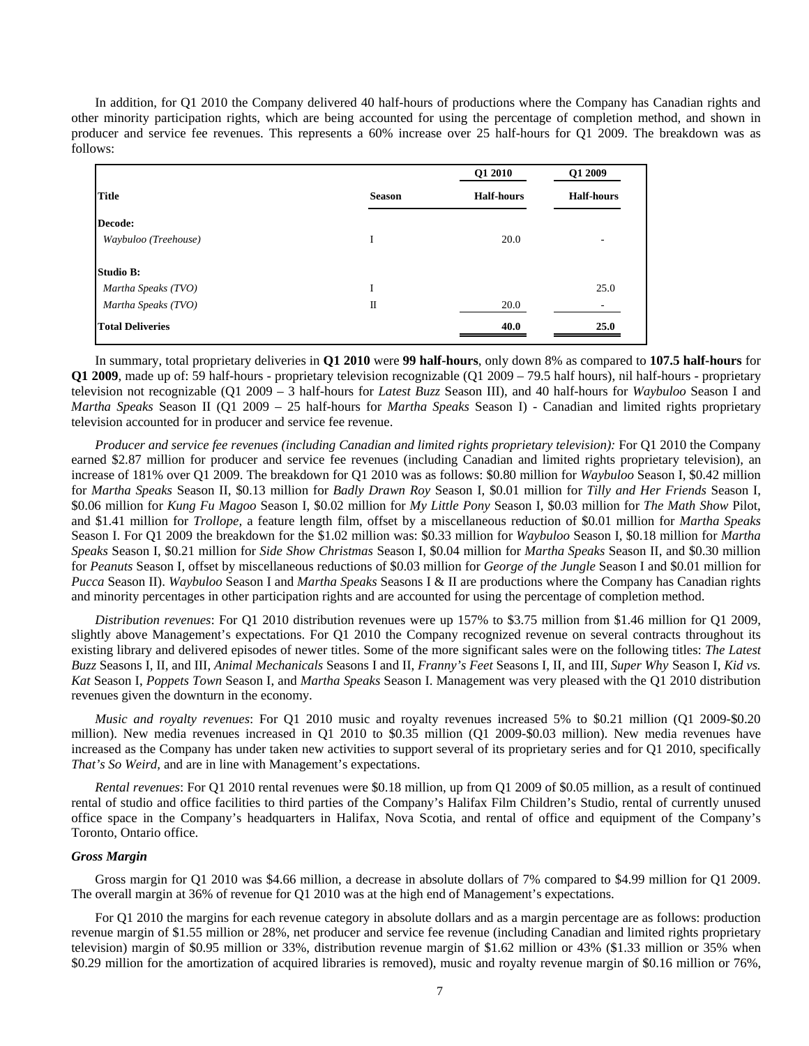In addition, for Q1 2010 the Company delivered 40 half-hours of productions where the Company has Canadian rights and other minority participation rights, which are being accounted for using the percentage of completion method, and shown in producer and service fee revenues. This represents a 60% increase over 25 half-hours for Q1 2009. The breakdown was as follows:

| Title | Season | Q1 2010 Half-hours | Q1 2009 Half-hours |
|---|---|---|---|
| **Decode:** | | | |
| *Waybuloo (Treehouse)* | I | 20.0 | - |
| **Studio B:** | | | |
| *Martha Speaks (TVO)* | I | | 25.0 |
| *Martha Speaks (TVO)* | II | 20.0 | - |
| **Total Deliveries** | | **40.0** | **25.0** |

In summary, total proprietary deliveries in **Q1 2010** were **99 half-hours**, only down 8% as compared to **107.5 half-hours** for **Q1 2009**, made up of: 59 half-hours - proprietary television recognizable (Q1 2009 – 79.5 half hours), nil half-hours - proprietary television not recognizable (Q1 2009 – 3 half-hours for *Latest Buzz* Season III), and 40 half-hours for *Waybuloo* Season I and *Martha Speaks* Season II (Q1 2009 – 25 half-hours for *Martha Speaks* Season I) - Canadian and limited rights proprietary television accounted for in producer and service fee revenue.

*Producer and service fee revenues (including Canadian and limited rights proprietary television):* For Q1 2010 the Company earned $2.87 million for producer and service fee revenues (including Canadian and limited rights proprietary television), an increase of 181% over Q1 2009. The breakdown for Q1 2010 was as follows: $0.80 million for *Waybuloo* Season I, $0.42 million for *Martha Speaks* Season II, $0.13 million for *Badly Drawn Roy* Season I, $0.01 million for *Tilly and Her Friends* Season I, $0.06 million for *Kung Fu Magoo* Season I, $0.02 million for *My Little Pony* Season I, $0.03 million for *The Math Show* Pilot, and $1.41 million for *Trollope*, a feature length film, offset by a miscellaneous reduction of $0.01 million for *Martha Speaks* Season I. For Q1 2009 the breakdown for the $1.02 million was: $0.33 million for *Waybuloo* Season I, $0.18 million for *Martha Speaks* Season I, $0.21 million for *Side Show Christmas* Season I, $0.04 million for *Martha Speaks* Season II, and $0.30 million for *Peanuts* Season I, offset by miscellaneous reductions of $0.03 million for *George of the Jungle* Season I and $0.01 million for *Pucca* Season II). *Waybuloo* Season I and *Martha Speaks* Seasons I & II are productions where the Company has Canadian rights and minority percentages in other participation rights and are accounted for using the percentage of completion method.

*Distribution revenues*: For Q1 2010 distribution revenues were up 157% to $3.75 million from $1.46 million for Q1 2009, slightly above Management's expectations. For Q1 2010 the Company recognized revenue on several contracts throughout its existing library and delivered episodes of newer titles. Some of the more significant sales were on the following titles: *The Latest Buzz* Seasons I, II, and III, *Animal Mechanicals* Seasons I and II, *Franny's Feet* Seasons I, II, and III, *Super Why* Season I, *Kid vs. Kat* Season I, *Poppets Town* Season I, and *Martha Speaks* Season I. Management was very pleased with the Q1 2010 distribution revenues given the downturn in the economy.

*Music and royalty revenues*: For Q1 2010 music and royalty revenues increased 5% to $0.21 million (Q1 2009-$0.20 million). New media revenues increased in Q1 2010 to $0.35 million (Q1 2009-$0.03 million). New media revenues have increased as the Company has under taken new activities to support several of its proprietary series and for Q1 2010, specifically *That's So Weird,* and are in line with Management's expectations.

*Rental revenues*: For Q1 2010 rental revenues were $0.18 million, up from Q1 2009 of $0.05 million, as a result of continued rental of studio and office facilities to third parties of the Company's Halifax Film Children's Studio, rental of currently unused office space in the Company's headquarters in Halifax, Nova Scotia, and rental of office and equipment of the Company's Toronto, Ontario office.

### *Gross Margin*

Gross margin for Q1 2010 was $4.66 million, a decrease in absolute dollars of 7% compared to $4.99 million for Q1 2009. The overall margin at 36% of revenue for Q1 2010 was at the high end of Management's expectations.

For Q1 2010 the margins for each revenue category in absolute dollars and as a margin percentage are as follows: production revenue margin of $1.55 million or 28%, net producer and service fee revenue (including Canadian and limited rights proprietary television) margin of $0.95 million or 33%, distribution revenue margin of $1.62 million or 43% ($1.33 million or 35% when $0.29 million for the amortization of acquired libraries is removed), music and royalty revenue margin of $0.16 million or 76%,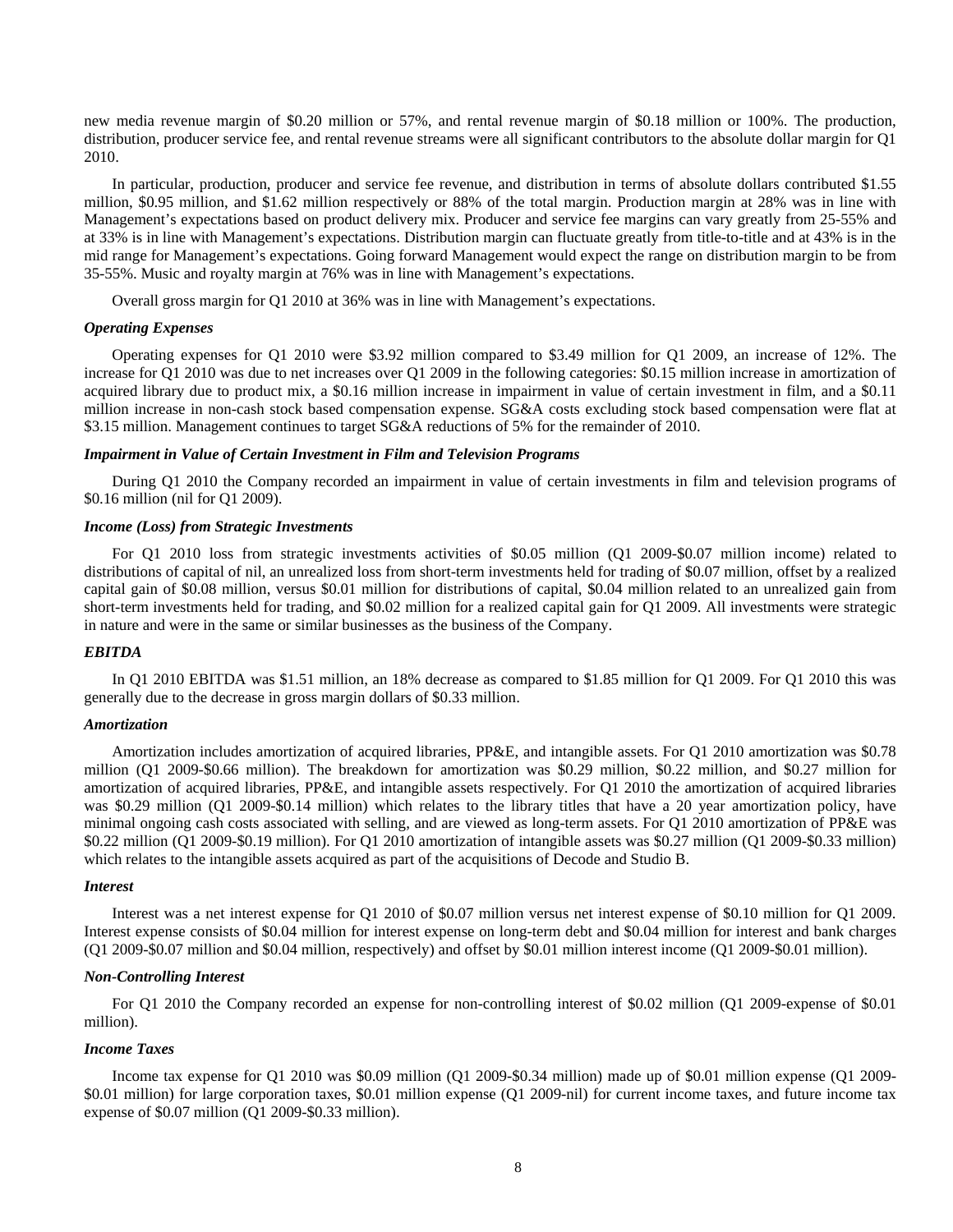new media revenue margin of $0.20 million or 57%, and rental revenue margin of $0.18 million or 100%. The production, distribution, producer service fee, and rental revenue streams were all significant contributors to the absolute dollar margin for Q1 2010.

In particular, production, producer and service fee revenue, and distribution in terms of absolute dollars contributed $1.55 million, $0.95 million, and $1.62 million respectively or 88% of the total margin. Production margin at 28% was in line with Management's expectations based on product delivery mix. Producer and service fee margins can vary greatly from 25-55% and at 33% is in line with Management's expectations. Distribution margin can fluctuate greatly from title-to-title and at 43% is in the mid range for Management's expectations. Going forward Management would expect the range on distribution margin to be from 35-55%. Music and royalty margin at 76% was in line with Management's expectations.

Overall gross margin for Q1 2010 at 36% was in line with Management's expectations.

***Operating Expenses***

Operating expenses for Q1 2010 were $3.92 million compared to $3.49 million for Q1 2009, an increase of 12%. The increase for Q1 2010 was due to net increases over Q1 2009 in the following categories: $0.15 million increase in amortization of acquired library due to product mix, a $0.16 million increase in impairment in value of certain investment in film, and a $0.11 million increase in non-cash stock based compensation expense. SG&A costs excluding stock based compensation were flat at $3.15 million. Management continues to target SG&A reductions of 5% for the remainder of 2010.

***Impairment in Value of Certain Investment in Film and Television Programs***

During Q1 2010 the Company recorded an impairment in value of certain investments in film and television programs of $0.16 million (nil for Q1 2009).

***Income (Loss) from Strategic Investments***

For Q1 2010 loss from strategic investments activities of $0.05 million (Q1 2009-$0.07 million income) related to distributions of capital of nil, an unrealized loss from short-term investments held for trading of $0.07 million, offset by a realized capital gain of $0.08 million, versus $0.01 million for distributions of capital, $0.04 million related to an unrealized gain from short-term investments held for trading, and $0.02 million for a realized capital gain for Q1 2009. All investments were strategic in nature and were in the same or similar businesses as the business of the Company.

***EBITDA***

In Q1 2010 EBITDA was $1.51 million, an 18% decrease as compared to $1.85 million for Q1 2009. For Q1 2010 this was generally due to the decrease in gross margin dollars of $0.33 million.

***Amortization***

Amortization includes amortization of acquired libraries, PP&E, and intangible assets. For Q1 2010 amortization was $0.78 million (Q1 2009-$0.66 million). The breakdown for amortization was $0.29 million, $0.22 million, and $0.27 million for amortization of acquired libraries, PP&E, and intangible assets respectively. For Q1 2010 the amortization of acquired libraries was $0.29 million (Q1 2009-$0.14 million) which relates to the library titles that have a 20 year amortization policy, have minimal ongoing cash costs associated with selling, and are viewed as long-term assets. For Q1 2010 amortization of PP&E was $0.22 million (Q1 2009-$0.19 million). For Q1 2010 amortization of intangible assets was $0.27 million (Q1 2009-$0.33 million) which relates to the intangible assets acquired as part of the acquisitions of Decode and Studio B.

***Interest***

Interest was a net interest expense for Q1 2010 of $0.07 million versus net interest expense of $0.10 million for Q1 2009. Interest expense consists of $0.04 million for interest expense on long-term debt and $0.04 million for interest and bank charges (Q1 2009-$0.07 million and $0.04 million, respectively) and offset by $0.01 million interest income (Q1 2009-$0.01 million).

***Non-Controlling Interest***

For Q1 2010 the Company recorded an expense for non-controlling interest of $0.02 million (Q1 2009-expense of $0.01 million).

***Income Taxes***

Income tax expense for Q1 2010 was $0.09 million (Q1 2009-$0.34 million) made up of $0.01 million expense (Q1 2009-$0.01 million) for large corporation taxes, $0.01 million expense (Q1 2009-nil) for current income taxes, and future income tax expense of $0.07 million (Q1 2009-$0.33 million).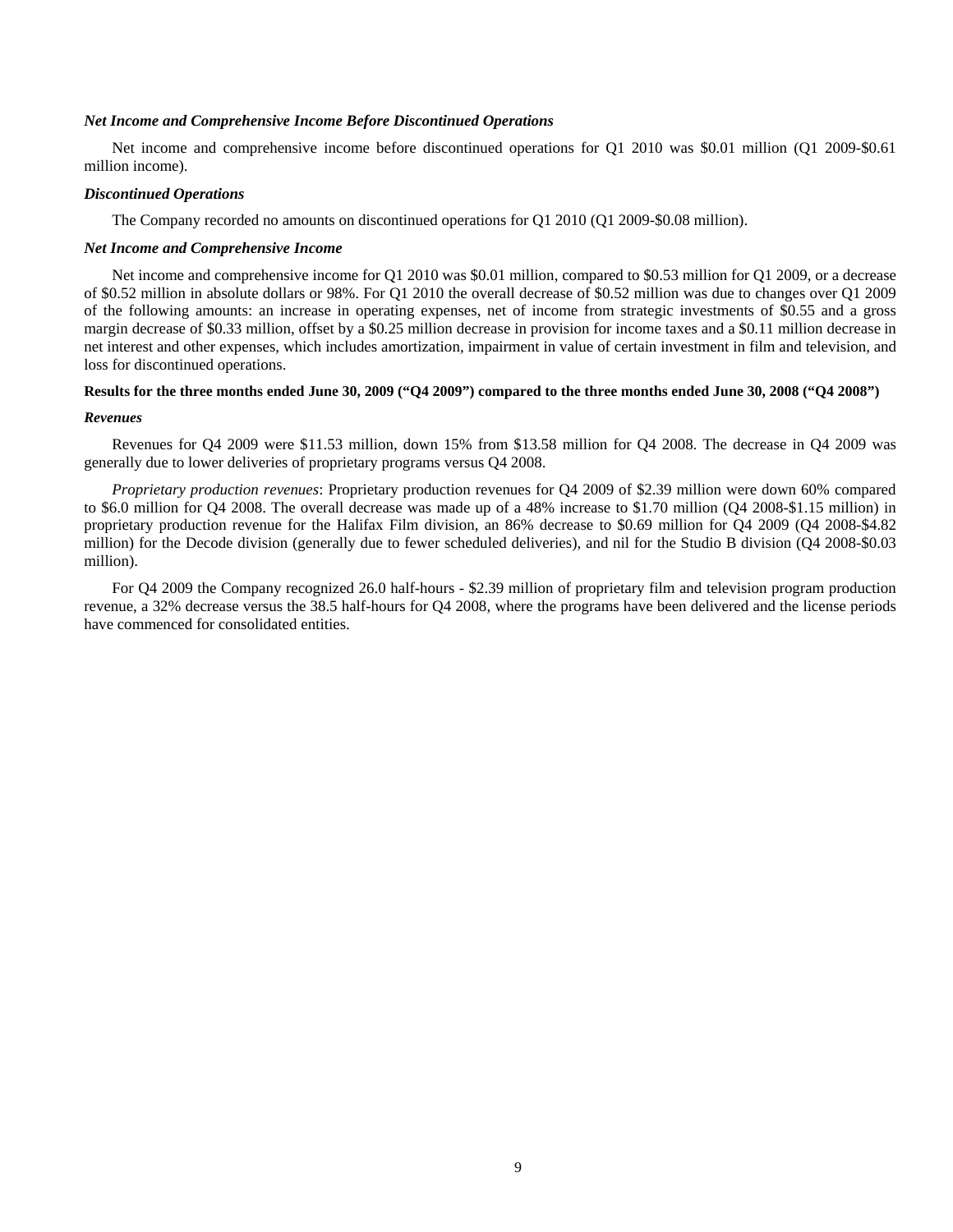***Net Income and Comprehensive Income Before Discontinued Operations***

Net income and comprehensive income before discontinued operations for Q1 2010 was $0.01 million (Q1 2009-$0.61 million income).

***Discontinued Operations***

The Company recorded no amounts on discontinued operations for Q1 2010 (Q1 2009-$0.08 million).

***Net Income and Comprehensive Income***

Net income and comprehensive income for Q1 2010 was $0.01 million, compared to $0.53 million for Q1 2009, or a decrease of $0.52 million in absolute dollars or 98%. For Q1 2010 the overall decrease of $0.52 million was due to changes over Q1 2009 of the following amounts: an increase in operating expenses, net of income from strategic investments of $0.55 and a gross margin decrease of $0.33 million, offset by a $0.25 million decrease in provision for income taxes and a $0.11 million decrease in net interest and other expenses, which includes amortization, impairment in value of certain investment in film and television, and loss for discontinued operations.

**Results for the three months ended June 30, 2009 ("Q4 2009") compared to the three months ended June 30, 2008 ("Q4 2008")**

***Revenues***

Revenues for Q4 2009 were $11.53 million, down 15% from $13.58 million for Q4 2008. The decrease in Q4 2009 was generally due to lower deliveries of proprietary programs versus Q4 2008.

*Proprietary production revenues*: Proprietary production revenues for Q4 2009 of $2.39 million were down 60% compared to $6.0 million for Q4 2008. The overall decrease was made up of a 48% increase to $1.70 million (Q4 2008-$1.15 million) in proprietary production revenue for the Halifax Film division, an 86% decrease to $0.69 million for Q4 2009 (Q4 2008-$4.82 million) for the Decode division (generally due to fewer scheduled deliveries), and nil for the Studio B division (Q4 2008-$0.03 million).

For Q4 2009 the Company recognized 26.0 half-hours - $2.39 million of proprietary film and television program production revenue, a 32% decrease versus the 38.5 half-hours for Q4 2008, where the programs have been delivered and the license periods have commenced for consolidated entities.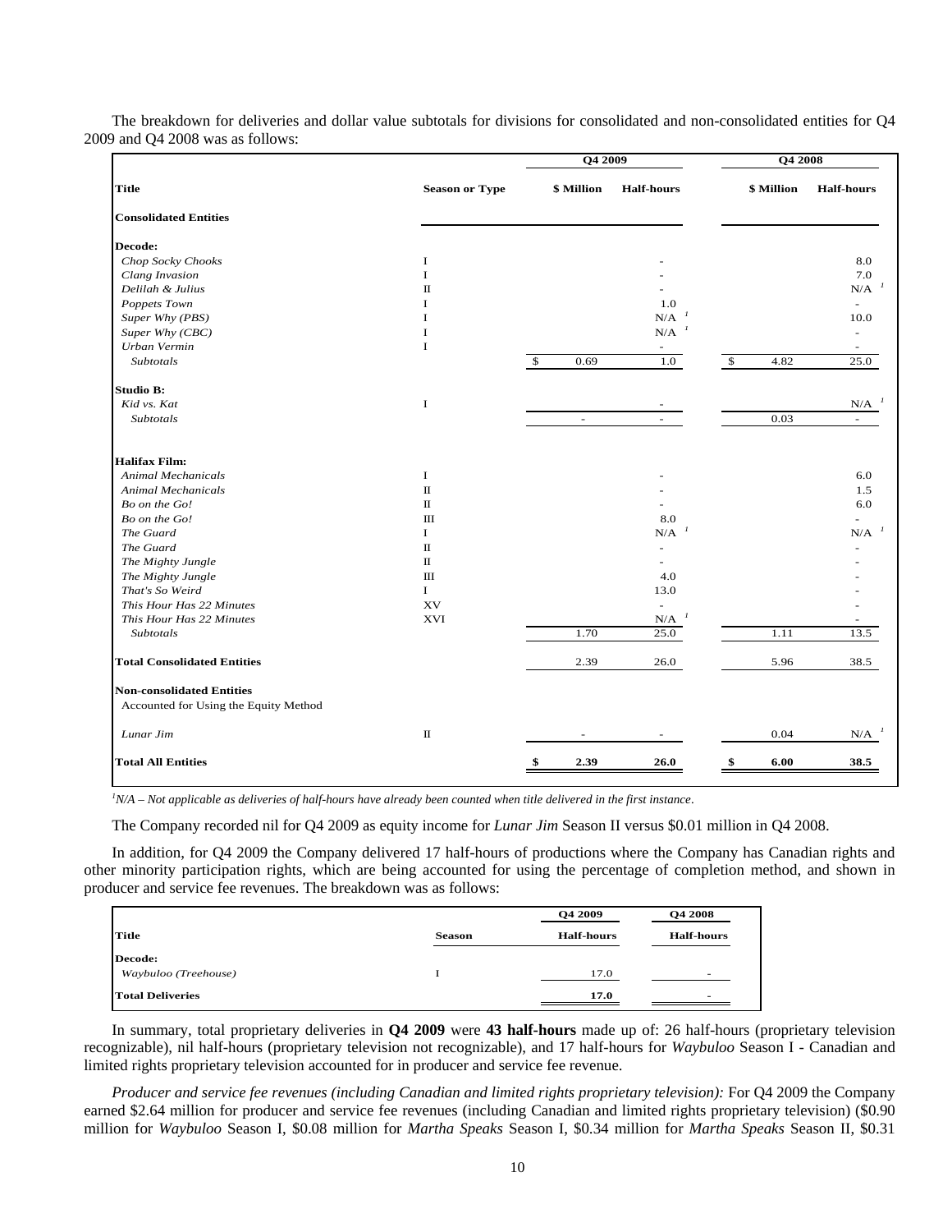The breakdown for deliveries and dollar value subtotals for divisions for consolidated and non-consolidated entities for Q4 2009 and Q4 2008 was as follows:

| | | Q4 2009 | | Q4 2008 | |
|---|---|---|---|---|---|
| **Title** | **Season or Type** | **$ Million** | **Half-hours** | **$ Million** | **Half-hours** |
| **Consolidated Entities** | | | | | |
| **Decode:** | | | | | |
| *Chop Socky Chooks* | I | | - | | 8.0 |
| *Clang Invasion* | I | | - | | 7.0 |
| *Delilah & Julius* | II | | - | | N/A [1] |
| *Poppets Town* | I | | 1.0 | | - |
| *Super Why (PBS)* | I | | N/A [1] | | 10.0 |
| *Super Why (CBC)* | I | | N/A [1] | | - |
| *Urban Vermin* | I | | - | | - |
| *Subtotals* | | $ 0.69 | 1.0 | $ 4.82 | 25.0 |
| **Studio B:** | | | | | |
| *Kid vs. Kat* | I | | - | | N/A [1] |
| *Subtotals* | | - | - | 0.03 | - |
| **Halifax Film:** | | | | | |
| *Animal Mechanicals* | I | | - | | 6.0 |
| *Animal Mechanicals* | II | | - | | 1.5 |
| *Bo on the Go!* | II | | - | | 6.0 |
| *Bo on the Go!* | III | | 8.0 | | - |
| *The Guard* | I | | N/A [1] | | N/A [1] |
| *The Guard* | II | | - | | - |
| *The Mighty Jungle* | II | | - | | - |
| *The Mighty Jungle* | III | | 4.0 | | - |
| *That's So Weird* | I | | 13.0 | | - |
| *This Hour Has 22 Minutes* | XV | | - | | - |
| *This Hour Has 22 Minutes* | XVI | | N/A [1] | | - |
| *Subtotals* | | 1.70 | 25.0 | 1.11 | 13.5 |
| **Total Consolidated Entities** | | 2.39 | 26.0 | 5.96 | 38.5 |
| **Non-consolidated Entities** | | | | | |
| Accounted for Using the Equity Method | | | | | |
| *Lunar Jim* | II | - | - | 0.04 | N/A [1] |
| **Total All Entities** | | **$ 2.39** | **26.0** | **$ 6.00** | **38.5** |

[1]*N/A – Not applicable as deliveries of half-hours have already been counted when title delivered in the first instance*.

The Company recorded nil for Q4 2009 as equity income for *Lunar Jim* Season II versus $0.01 million in Q4 2008.

In addition, for Q4 2009 the Company delivered 17 half-hours of productions where the Company has Canadian rights and other minority participation rights, which are being accounted for using the percentage of completion method, and shown in producer and service fee revenues. The breakdown was as follows:

| | | Q4 2009 | Q4 2008 |
|---|---|---|---|
| **Title** | **Season** | **Half-hours** | **Half-hours** |
| **Decode:** | | | |
| *Waybuloo (Treehouse)* | I | 17.0 | - |
| **Total Deliveries** | | **17.0** | - |

In summary, total proprietary deliveries in **Q4 2009** were **43 half-hours** made up of: 26 half-hours (proprietary television recognizable), nil half-hours (proprietary television not recognizable), and 17 half-hours for *Waybuloo* Season I - Canadian and limited rights proprietary television accounted for in producer and service fee revenue.

*Producer and service fee revenues (including Canadian and limited rights proprietary television):* For Q4 2009 the Company earned $2.64 million for producer and service fee revenues (including Canadian and limited rights proprietary television) ($0.90 million for *Waybuloo* Season I, $0.08 million for *Martha Speaks* Season I, $0.34 million for *Martha Speaks* Season II, $0.31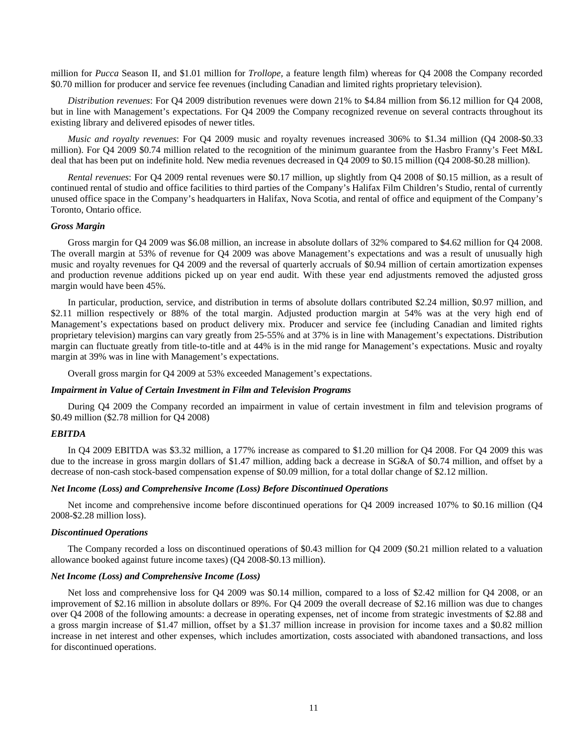million for *Pucca* Season II, and $1.01 million for *Trollope*, a feature length film) whereas for Q4 2008 the Company recorded $0.70 million for producer and service fee revenues (including Canadian and limited rights proprietary television).

*Distribution revenues*: For Q4 2009 distribution revenues were down 21% to $4.84 million from $6.12 million for Q4 2008, but in line with Management's expectations. For Q4 2009 the Company recognized revenue on several contracts throughout its existing library and delivered episodes of newer titles.

*Music and royalty revenues*: For Q4 2009 music and royalty revenues increased 306% to $1.34 million (Q4 2008-$0.33 million). For Q4 2009 $0.74 million related to the recognition of the minimum guarantee from the Hasbro Franny's Feet M&L deal that has been put on indefinite hold. New media revenues decreased in Q4 2009 to $0.15 million (Q4 2008-$0.28 million).

*Rental revenues*: For Q4 2009 rental revenues were $0.17 million, up slightly from Q4 2008 of $0.15 million, as a result of continued rental of studio and office facilities to third parties of the Company's Halifax Film Children's Studio, rental of currently unused office space in the Company's headquarters in Halifax, Nova Scotia, and rental of office and equipment of the Company's Toronto, Ontario office.

***Gross Margin***

Gross margin for Q4 2009 was $6.08 million, an increase in absolute dollars of 32% compared to $4.62 million for Q4 2008. The overall margin at 53% of revenue for Q4 2009 was above Management's expectations and was a result of unusually high music and royalty revenues for Q4 2009 and the reversal of quarterly accruals of $0.94 million of certain amortization expenses and production revenue additions picked up on year end audit. With these year end adjustments removed the adjusted gross margin would have been 45%.

In particular, production, service, and distribution in terms of absolute dollars contributed $2.24 million, $0.97 million, and $2.11 million respectively or 88% of the total margin. Adjusted production margin at 54% was at the very high end of Management's expectations based on product delivery mix. Producer and service fee (including Canadian and limited rights proprietary television) margins can vary greatly from 25-55% and at 37% is in line with Management's expectations. Distribution margin can fluctuate greatly from title-to-title and at 44% is in the mid range for Management's expectations. Music and royalty margin at 39% was in line with Management's expectations.

Overall gross margin for Q4 2009 at 53% exceeded Management's expectations.

***Impairment in Value of Certain Investment in Film and Television Programs***

During Q4 2009 the Company recorded an impairment in value of certain investment in film and television programs of $0.49 million ($2.78 million for Q4 2008)

***EBITDA***

In Q4 2009 EBITDA was $3.32 million, a 177% increase as compared to $1.20 million for Q4 2008. For Q4 2009 this was due to the increase in gross margin dollars of $1.47 million, adding back a decrease in SG&A of $0.74 million, and offset by a decrease of non-cash stock-based compensation expense of $0.09 million, for a total dollar change of $2.12 million.

***Net Income (Loss) and Comprehensive Income (Loss) Before Discontinued Operations***

Net income and comprehensive income before discontinued operations for Q4 2009 increased 107% to $0.16 million (Q4 2008-$2.28 million loss).

***Discontinued Operations***

The Company recorded a loss on discontinued operations of $0.43 million for Q4 2009 ($0.21 million related to a valuation allowance booked against future income taxes) (Q4 2008-$0.13 million).

***Net Income (Loss) and Comprehensive Income (Loss)***

Net loss and comprehensive loss for Q4 2009 was $0.14 million, compared to a loss of $2.42 million for Q4 2008, or an improvement of $2.16 million in absolute dollars or 89%. For Q4 2009 the overall decrease of $2.16 million was due to changes over Q4 2008 of the following amounts: a decrease in operating expenses, net of income from strategic investments of $2.88 and a gross margin increase of $1.47 million, offset by a $1.37 million increase in provision for income taxes and a $0.82 million increase in net interest and other expenses, which includes amortization, costs associated with abandoned transactions, and loss for discontinued operations.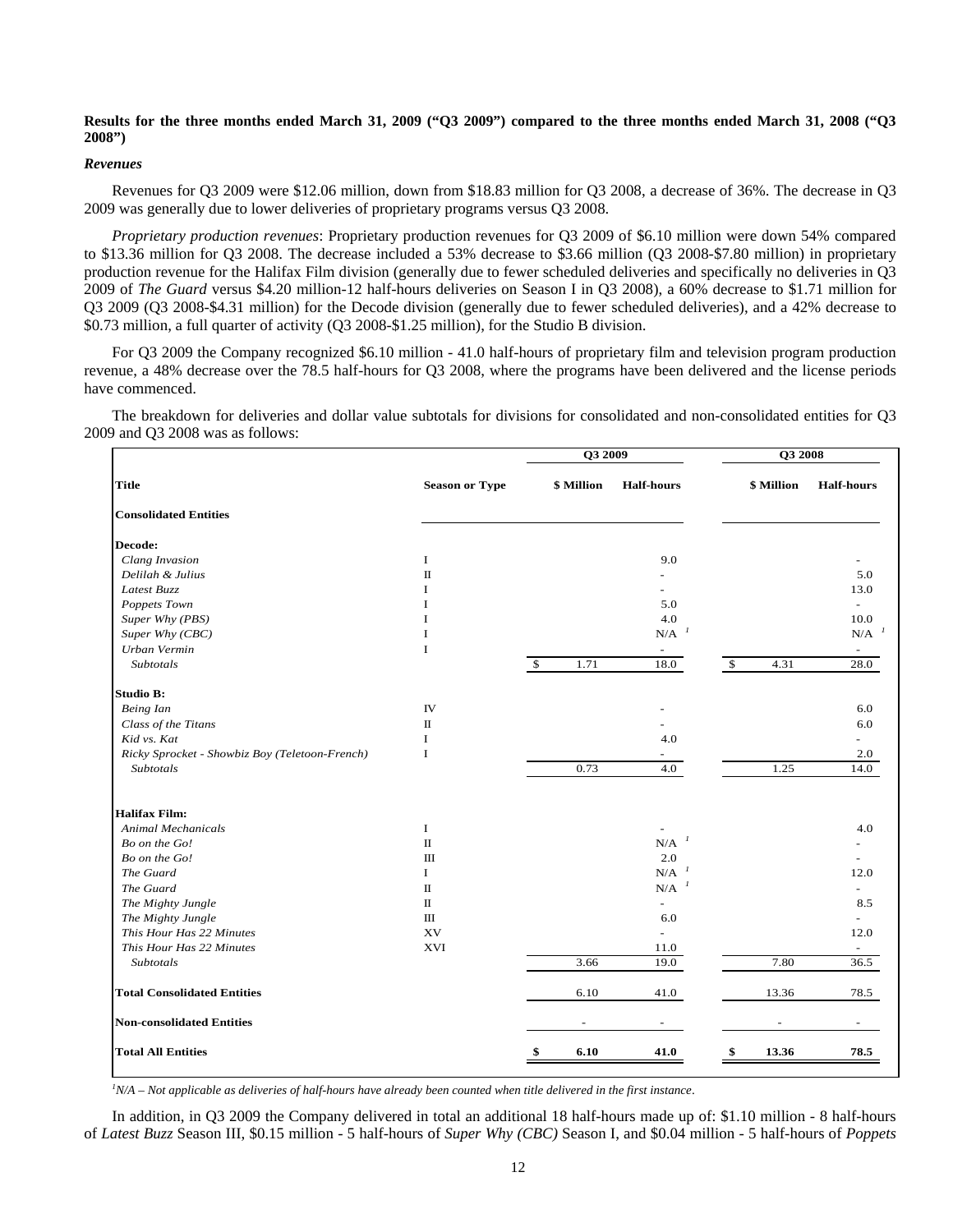**Results for the three months ended March 31, 2009 ("Q3 2009") compared to the three months ended March 31, 2008 ("Q3 2008")**

***Revenues***

Revenues for Q3 2009 were $12.06 million, down from $18.83 million for Q3 2008, a decrease of 36%. The decrease in Q3 2009 was generally due to lower deliveries of proprietary programs versus Q3 2008.

*Proprietary production revenues*: Proprietary production revenues for Q3 2009 of $6.10 million were down 54% compared to $13.36 million for Q3 2008. The decrease included a 53% decrease to $3.66 million (Q3 2008-$7.80 million) in proprietary production revenue for the Halifax Film division (generally due to fewer scheduled deliveries and specifically no deliveries in Q3 2009 of *The Guard* versus $4.20 million-12 half-hours deliveries on Season I in Q3 2008), a 60% decrease to $1.71 million for Q3 2009 (Q3 2008-$4.31 million) for the Decode division (generally due to fewer scheduled deliveries), and a 42% decrease to $0.73 million, a full quarter of activity (Q3 2008-$1.25 million), for the Studio B division.

For Q3 2009 the Company recognized $6.10 million - 41.0 half-hours of proprietary film and television program production revenue, a 48% decrease over the 78.5 half-hours for Q3 2008, where the programs have been delivered and the license periods have commenced.

The breakdown for deliveries and dollar value subtotals for divisions for consolidated and non-consolidated entities for Q3 2009 and Q3 2008 was as follows:

| | | Q3 2009 | | Q3 2008 | |
|---|---|---|---|---|---|
| **Title** | **Season or Type** | **$ Million** | **Half-hours** | **$ Million** | **Half-hours** |
| **Consolidated Entities** | | | | | |
| **Decode:** | | | | | |
| *Clang Invasion* | I | | 9.0 | | - |
| *Delilah & Julius* | II | | - | | 5.0 |
| *Latest Buzz* | I | | - | | 13.0 |
| *Poppets Town* | I | | 5.0 | | - |
| *Super Why (PBS)* | I | | 4.0 | | 10.0 |
| *Super Why (CBC)* | I | | N/A [1] | | N/A [1] |
| *Urban Vermin* | I | | - | | - |
| *Subtotals* | | $ 1.71 | 18.0 | $ 4.31 | 28.0 |
| **Studio B:** | | | | | |
| *Being Ian* | IV | | - | | 6.0 |
| *Class of the Titans* | II | | - | | 6.0 |
| *Kid vs. Kat* | I | | 4.0 | | - |
| *Ricky Sprocket - Showbiz Boy (Teletoon-French)* | I | | - | | 2.0 |
| *Subtotals* | | 0.73 | 4.0 | 1.25 | 14.0 |
| **Halifax Film:** | | | | | |
| *Animal Mechanicals* | I | | - | | 4.0 |
| *Bo on the Go!* | II | | N/A [1] | | - |
| *Bo on the Go!* | III | | 2.0 | | - |
| *The Guard* | I | | N/A [1] | | 12.0 |
| *The Guard* | II | | N/A [1] | | - |
| *The Mighty Jungle* | II | | - | | 8.5 |
| *The Mighty Jungle* | III | | 6.0 | | - |
| *This Hour Has 22 Minutes* | XV | | - | | 12.0 |
| *This Hour Has 22 Minutes* | XVI | | 11.0 | | - |
| *Subtotals* | | 3.66 | 19.0 | 7.80 | 36.5 |
| **Total Consolidated Entities** | | 6.10 | 41.0 | 13.36 | 78.5 |
| **Non-consolidated Entities** | | - | - | - | - |
| **Total All Entities** | | **$ 6.10** | **41.0** | **$ 13.36** | **78.5** |

[1]*N/A – Not applicable as deliveries of half-hours have already been counted when title delivered in the first instance*.

In addition, in Q3 2009 the Company delivered in total an additional 18 half-hours made up of: $1.10 million - 8 half-hours of *Latest Buzz* Season III, $0.15 million - 5 half-hours of *Super Why (CBC)* Season I, and $0.04 million - 5 half-hours of *Poppets*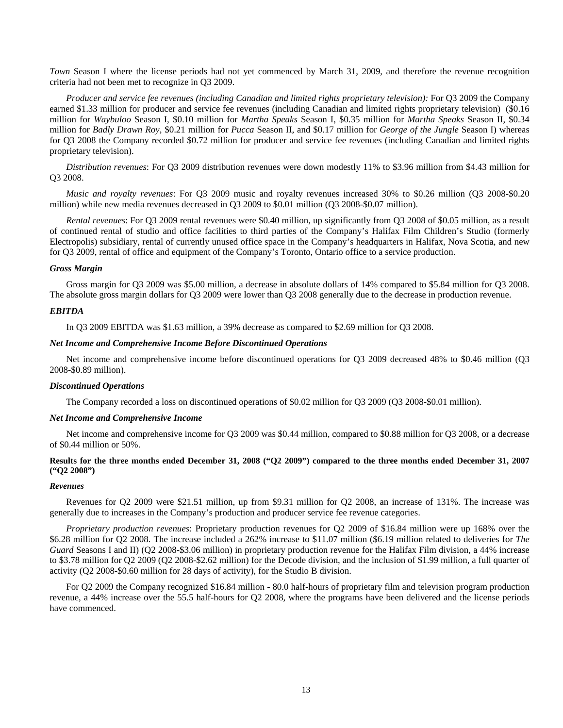*Town* Season I where the license periods had not yet commenced by March 31, 2009, and therefore the revenue recognition criteria had not been met to recognize in Q3 2009.

*Producer and service fee revenues (including Canadian and limited rights proprietary television):* For Q3 2009 the Company earned $1.33 million for producer and service fee revenues (including Canadian and limited rights proprietary television) ($0.16 million for *Waybuloo* Season I, $0.10 million for *Martha Speaks* Season I, $0.35 million for *Martha Speaks* Season II, $0.34 million for *Badly Drawn Roy*, $0.21 million for *Pucca* Season II, and $0.17 million for *George of the Jungle* Season I) whereas for Q3 2008 the Company recorded $0.72 million for producer and service fee revenues (including Canadian and limited rights proprietary television).

*Distribution revenues*: For Q3 2009 distribution revenues were down modestly 11% to $3.96 million from $4.43 million for Q3 2008.

*Music and royalty revenues*: For Q3 2009 music and royalty revenues increased 30% to $0.26 million (Q3 2008-$0.20 million) while new media revenues decreased in Q3 2009 to $0.01 million (Q3 2008-$0.07 million).

*Rental revenues*: For Q3 2009 rental revenues were $0.40 million, up significantly from Q3 2008 of $0.05 million, as a result of continued rental of studio and office facilities to third parties of the Company's Halifax Film Children's Studio (formerly Electropolis) subsidiary, rental of currently unused office space in the Company's headquarters in Halifax, Nova Scotia, and new for Q3 2009, rental of office and equipment of the Company's Toronto, Ontario office to a service production.

***Gross Margin***

Gross margin for Q3 2009 was $5.00 million, a decrease in absolute dollars of 14% compared to $5.84 million for Q3 2008. The absolute gross margin dollars for Q3 2009 were lower than Q3 2008 generally due to the decrease in production revenue.

***EBITDA***

In Q3 2009 EBITDA was $1.63 million, a 39% decrease as compared to $2.69 million for Q3 2008.

***Net Income and Comprehensive Income Before Discontinued Operations***

Net income and comprehensive income before discontinued operations for Q3 2009 decreased 48% to $0.46 million (Q3 2008-$0.89 million).

***Discontinued Operations***

The Company recorded a loss on discontinued operations of $0.02 million for Q3 2009 (Q3 2008-$0.01 million).

***Net Income and Comprehensive Income***

Net income and comprehensive income for Q3 2009 was $0.44 million, compared to $0.88 million for Q3 2008, or a decrease of $0.44 million or 50%.

**Results for the three months ended December 31, 2008 ("Q2 2009") compared to the three months ended December 31, 2007 ("Q2 2008")**

***Revenues***

Revenues for Q2 2009 were $21.51 million, up from $9.31 million for Q2 2008, an increase of 131%. The increase was generally due to increases in the Company's production and producer service fee revenue categories.

*Proprietary production revenues*: Proprietary production revenues for Q2 2009 of $16.84 million were up 168% over the $6.28 million for Q2 2008. The increase included a 262% increase to $11.07 million ($6.19 million related to deliveries for *The Guard* Seasons I and II) (Q2 2008-$3.06 million) in proprietary production revenue for the Halifax Film division, a 44% increase to $3.78 million for Q2 2009 (Q2 2008-$2.62 million) for the Decode division, and the inclusion of $1.99 million, a full quarter of activity (Q2 2008-$0.60 million for 28 days of activity), for the Studio B division.

For Q2 2009 the Company recognized $16.84 million - 80.0 half-hours of proprietary film and television program production revenue, a 44% increase over the 55.5 half-hours for Q2 2008, where the programs have been delivered and the license periods have commenced.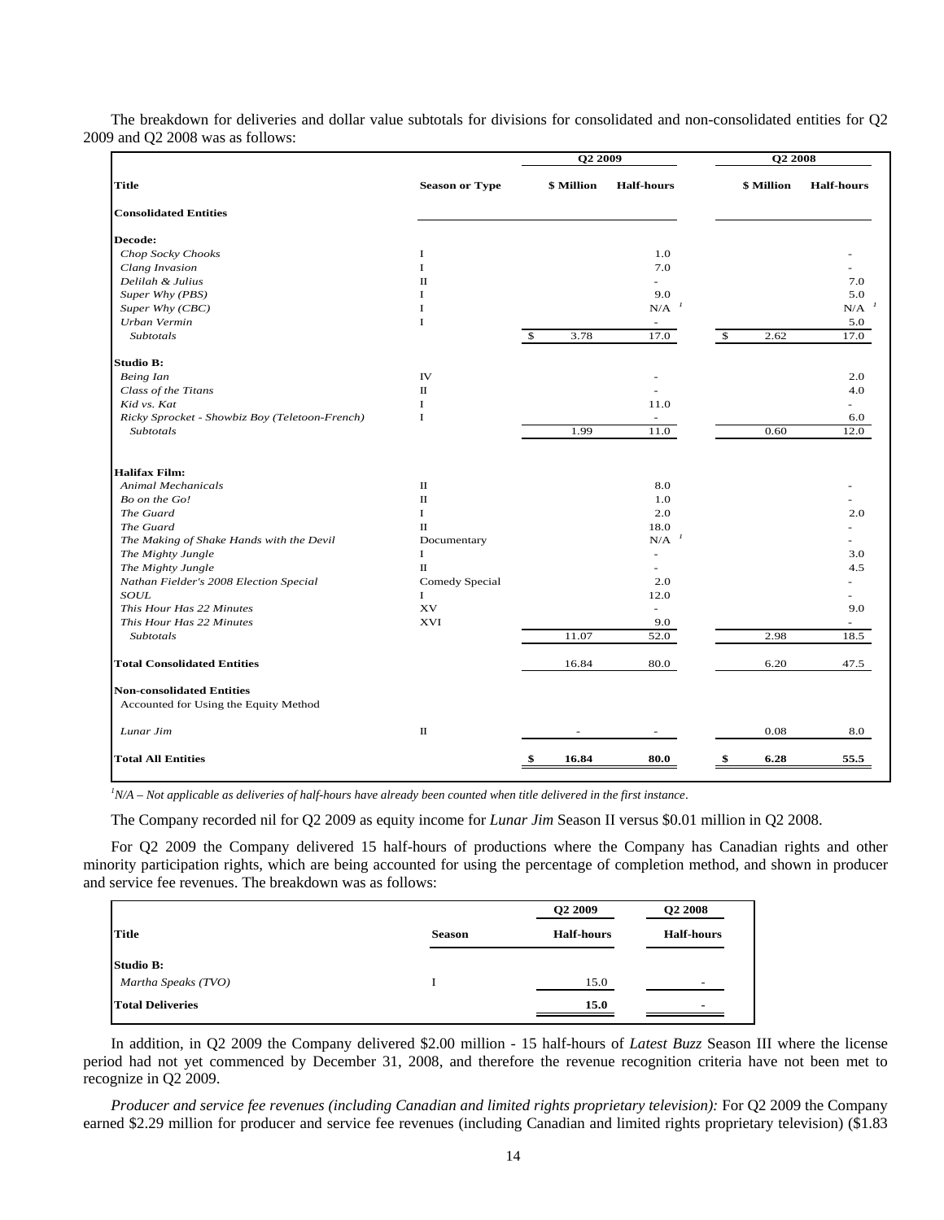The breakdown for deliveries and dollar value subtotals for divisions for consolidated and non-consolidated entities for Q2 2009 and Q2 2008 was as follows:

| | | Q2 2009 | | Q2 2008 | |
|---|---|---|---|---|---|
| **Title** | **Season or Type** | **$ Million** | **Half-hours** | **$ Million** | **Half-hours** |
| **Consolidated Entities** | | | | | |
| **Decode:** | | | | | |
| *Chop Socky Chooks* | I | | 1.0 | | - |
| *Clang Invasion* | I | | 7.0 | | - |
| *Delilah & Julius* | II | | - | | 7.0 |
| *Super Why (PBS)* | I | | 9.0 | | 5.0 |
| *Super Why (CBC)* | I | | N/A [1] | | N/A [1] |
| *Urban Vermin* | I | | - | | 5.0 |
| *Subtotals* | | $ 3.78 | 17.0 | $ 2.62 | 17.0 |
| **Studio B:** | | | | | |
| *Being Ian* | IV | | - | | 2.0 |
| *Class of the Titans* | II | | - | | 4.0 |
| *Kid vs. Kat* | I | | 11.0 | | - |
| *Ricky Sprocket - Showbiz Boy (Teletoon-French)* | I | | - | | 6.0 |
| *Subtotals* | | 1.99 | 11.0 | 0.60 | 12.0 |
| **Halifax Film:** | | | | | |
| *Animal Mechanicals* | II | | 8.0 | | - |
| *Bo on the Go!* | II | | 1.0 | | - |
| *The Guard* | I | | 2.0 | | 2.0 |
| *The Guard* | II | | 18.0 | | - |
| *The Making of Shake Hands with the Devil* | Documentary | | N/A [1] | | - |
| *The Mighty Jungle* | I | | - | | 3.0 |
| *The Mighty Jungle* | II | | - | | 4.5 |
| *Nathan Fielder's 2008 Election Special* | Comedy Special | | 2.0 | | - |
| *SOUL* | I | | 12.0 | | - |
| *This Hour Has 22 Minutes* | XV | | - | | 9.0 |
| *This Hour Has 22 Minutes* | XVI | | 9.0 | | - |
| *Subtotals* | | 11.07 | 52.0 | 2.98 | 18.5 |
| **Total Consolidated Entities** | | 16.84 | 80.0 | 6.20 | 47.5 |
| **Non-consolidated Entities** Accounted for Using the Equity Method | | | | | |
| *Lunar Jim* | II | - | - | 0.08 | 8.0 |
| **Total All Entities** | | **$ 16.84** | **80.0** | **$ 6.28** | **55.5** |

[1] *N/A – Not applicable as deliveries of half-hours have already been counted when title delivered in the first instance*.

The Company recorded nil for Q2 2009 as equity income for *Lunar Jim* Season II versus $0.01 million in Q2 2008.

For Q2 2009 the Company delivered 15 half-hours of productions where the Company has Canadian rights and other minority participation rights, which are being accounted for using the percentage of completion method, and shown in producer and service fee revenues. The breakdown was as follows:

| | | Q2 2009 | Q2 2008 |
|---|---|---|---|
| **Title** | **Season** | **Half-hours** | **Half-hours** |
| **Studio B:** | | | |
| *Martha Speaks (TVO)* | I | 15.0 | - |
| **Total Deliveries** | | **15.0** | **-** |

In addition, in Q2 2009 the Company delivered $2.00 million - 15 half-hours of *Latest Buzz* Season III where the license period had not yet commenced by December 31, 2008, and therefore the revenue recognition criteria have not been met to recognize in Q2 2009.

*Producer and service fee revenues (including Canadian and limited rights proprietary television):* For Q2 2009 the Company earned $2.29 million for producer and service fee revenues (including Canadian and limited rights proprietary television) ($1.83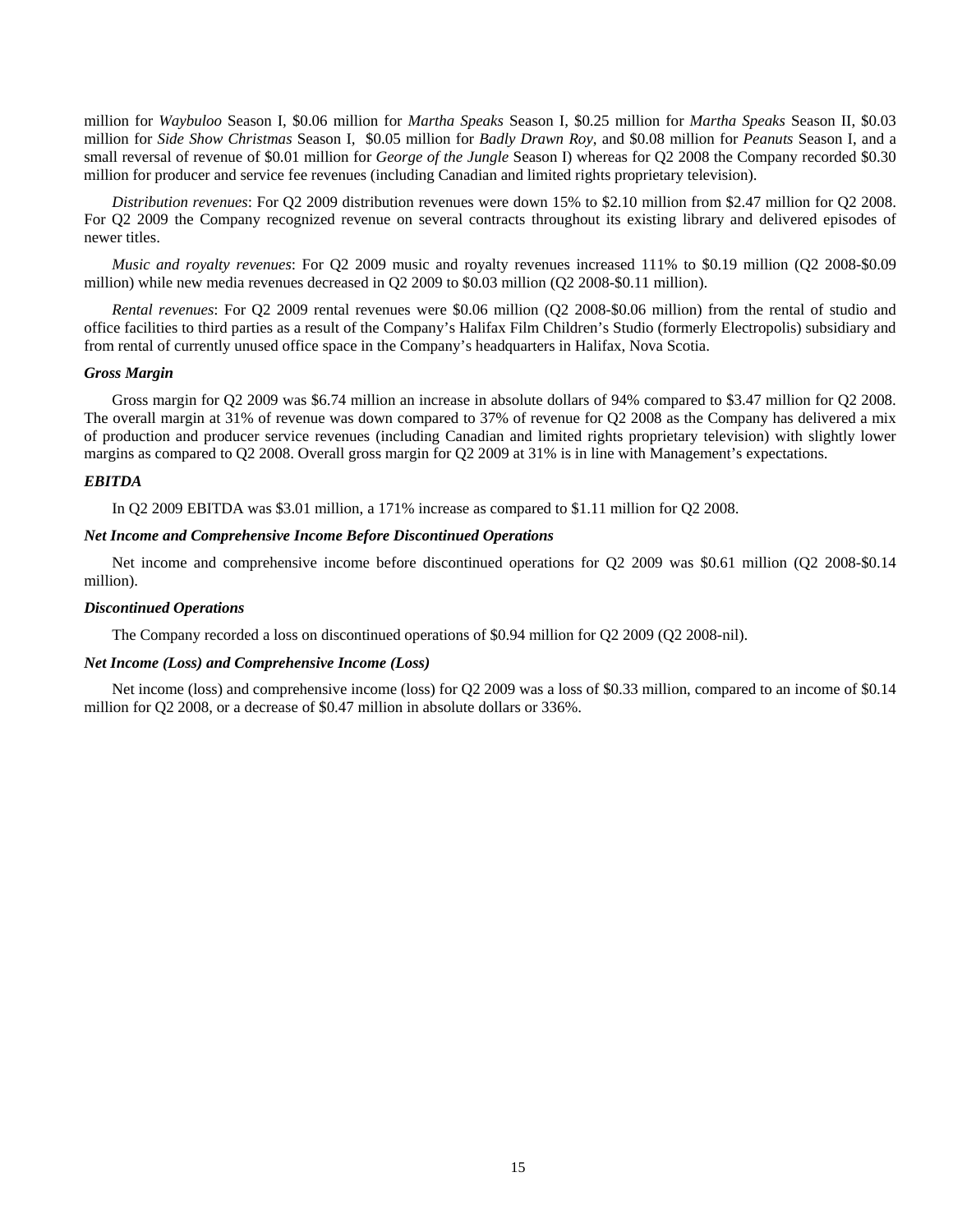million for *Waybuloo* Season I, $0.06 million for *Martha Speaks* Season I, $0.25 million for *Martha Speaks* Season II, $0.03 million for *Side Show Christmas* Season I, $0.05 million for *Badly Drawn Roy*, and $0.08 million for *Peanuts* Season I, and a small reversal of revenue of $0.01 million for *George of the Jungle* Season I) whereas for Q2 2008 the Company recorded $0.30 million for producer and service fee revenues (including Canadian and limited rights proprietary television).

*Distribution revenues*: For Q2 2009 distribution revenues were down 15% to $2.10 million from $2.47 million for Q2 2008. For Q2 2009 the Company recognized revenue on several contracts throughout its existing library and delivered episodes of newer titles.

*Music and royalty revenues*: For Q2 2009 music and royalty revenues increased 111% to $0.19 million (Q2 2008-$0.09 million) while new media revenues decreased in Q2 2009 to $0.03 million (Q2 2008-$0.11 million).

*Rental revenues*: For Q2 2009 rental revenues were $0.06 million (Q2 2008-$0.06 million) from the rental of studio and office facilities to third parties as a result of the Company's Halifax Film Children's Studio (formerly Electropolis) subsidiary and from rental of currently unused office space in the Company's headquarters in Halifax, Nova Scotia.

***Gross Margin***

Gross margin for Q2 2009 was $6.74 million an increase in absolute dollars of 94% compared to $3.47 million for Q2 2008. The overall margin at 31% of revenue was down compared to 37% of revenue for Q2 2008 as the Company has delivered a mix of production and producer service revenues (including Canadian and limited rights proprietary television) with slightly lower margins as compared to Q2 2008. Overall gross margin for Q2 2009 at 31% is in line with Management's expectations.

***EBITDA***

In Q2 2009 EBITDA was $3.01 million, a 171% increase as compared to $1.11 million for Q2 2008.

***Net Income and Comprehensive Income Before Discontinued Operations***

Net income and comprehensive income before discontinued operations for Q2 2009 was $0.61 million (Q2 2008-$0.14 million).

***Discontinued Operations***

The Company recorded a loss on discontinued operations of $0.94 million for Q2 2009 (Q2 2008-nil).

***Net Income (Loss) and Comprehensive Income (Loss)***

Net income (loss) and comprehensive income (loss) for Q2 2009 was a loss of $0.33 million, compared to an income of $0.14 million for Q2 2008, or a decrease of $0.47 million in absolute dollars or 336%.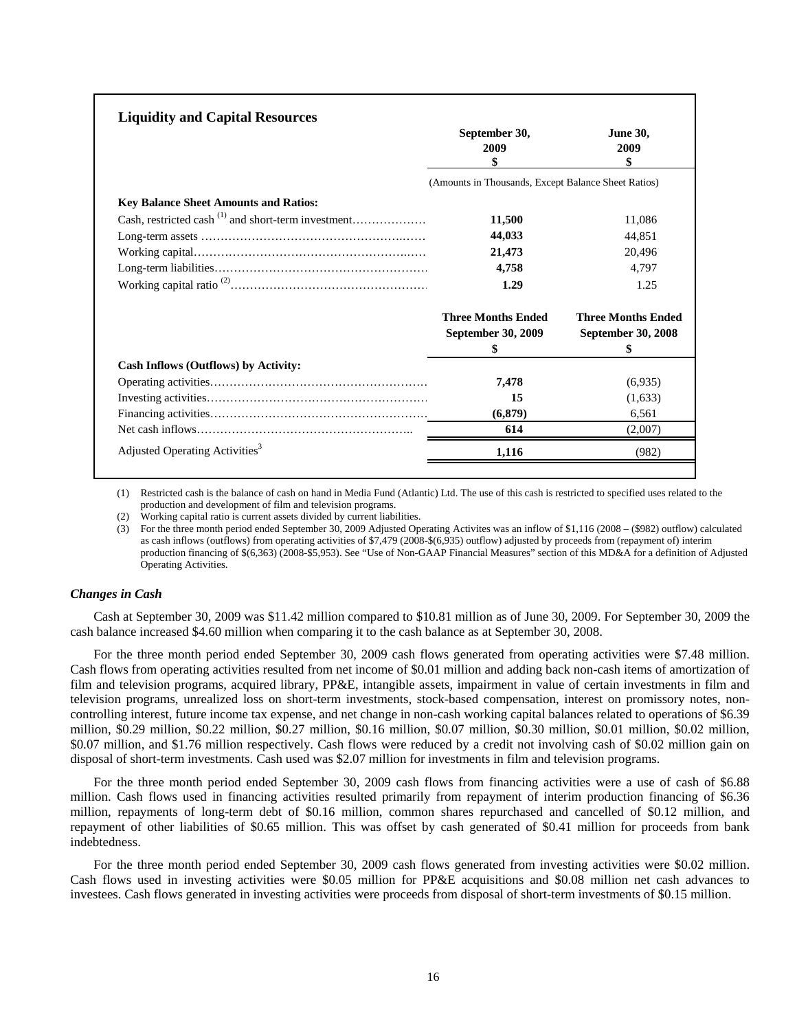## Liquidity and Capital Resources

| | September 30, 2009 $ | June 30, 2009 $ |
|---|---|---|
| | (Amounts in Thousands, Except Balance Sheet Ratios) | |
| **Key Balance Sheet Amounts and Ratios:** | | |
| Cash, restricted cash [(1)] and short-term investment | **11,500** | 11,086 |
| Long-term assets | **44,033** | 44,851 |
| Working capital | **21,473** | 20,496 |
| Long-term liabilities | **4,758** | 4,797 |
| Working capital ratio [(2)] | **1.29** | 1.25 |

| | Three Months Ended September 30, 2009 $ | Three Months Ended September 30, 2008 $ |
|---|---|---|
| **Cash Inflows (Outflows) by Activity:** | | |
| Operating activities | **7,478** | (6,935) |
| Investing activities | **15** | (1,633) |
| Financing activities | **(6,879)** | 6,561 |
| Net cash inflows | **614** | (2,007) |
| Adjusted Operating Activities[3] | **1,116** | (982) |

(1) Restricted cash is the balance of cash on hand in Media Fund (Atlantic) Ltd. The use of this cash is restricted to specified uses related to the production and development of film and television programs.

(2) Working capital ratio is current assets divided by current liabilities.

(3) For the three month period ended September 30, 2009 Adjusted Operating Activites was an inflow of $1,116 (2008 – ($982) outflow) calculated as cash inflows (outflows) from operating activities of $7,479 (2008-$(6,935) outflow) adjusted by proceeds from (repayment of) interim production financing of $(6,363) (2008-$5,953). See "Use of Non-GAAP Financial Measures" section of this MD&A for a definition of Adjusted Operating Activities.

### *Changes in Cash*

Cash at September 30, 2009 was $11.42 million compared to $10.81 million as of June 30, 2009. For September 30, 2009 the cash balance increased $4.60 million when comparing it to the cash balance as at September 30, 2008.

For the three month period ended September 30, 2009 cash flows generated from operating activities were $7.48 million. Cash flows from operating activities resulted from net income of $0.01 million and adding back non-cash items of amortization of film and television programs, acquired library, PP&E, intangible assets, impairment in value of certain investments in film and television programs, unrealized loss on short-term investments, stock-based compensation, interest on promissory notes, non-controlling interest, future income tax expense, and net change in non-cash working capital balances related to operations of $6.39 million, $0.29 million, $0.22 million, $0.27 million, $0.16 million, $0.07 million, $0.30 million, $0.01 million, $0.02 million, $0.07 million, and $1.76 million respectively. Cash flows were reduced by a credit not involving cash of $0.02 million gain on disposal of short-term investments. Cash used was $2.07 million for investments in film and television programs.

For the three month period ended September 30, 2009 cash flows from financing activities were a use of cash of $6.88 million. Cash flows used in financing activities resulted primarily from repayment of interim production financing of $6.36 million, repayments of long-term debt of $0.16 million, common shares repurchased and cancelled of $0.12 million, and repayment of other liabilities of $0.65 million. This was offset by cash generated of $0.41 million for proceeds from bank indebtedness.

For the three month period ended September 30, 2009 cash flows generated from investing activities were $0.02 million. Cash flows used in investing activities were $0.05 million for PP&E acquisitions and $0.08 million net cash advances to investees. Cash flows generated in investing activities were proceeds from disposal of short-term investments of $0.15 million.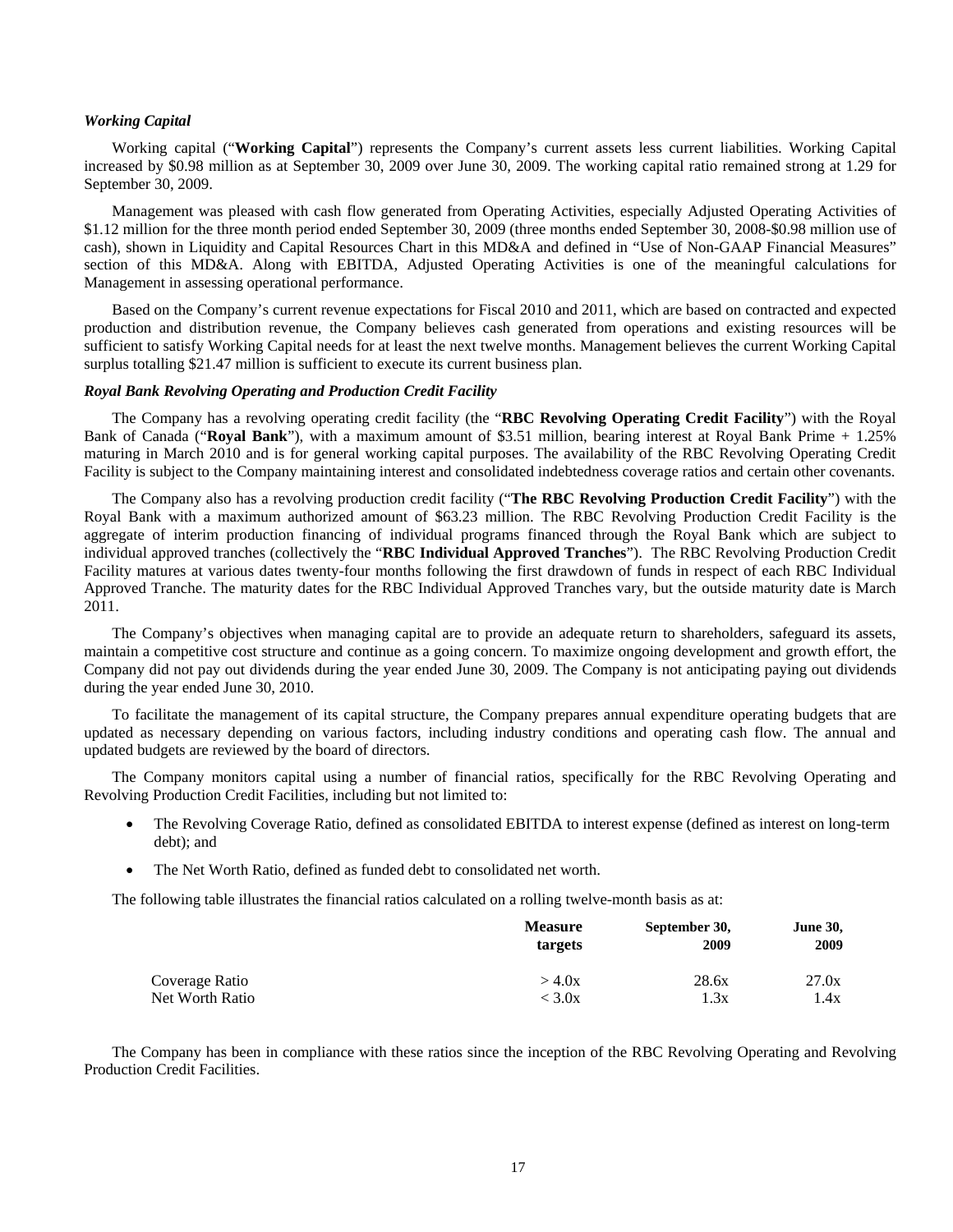### *Working Capital*

Working capital ("**Working Capital**") represents the Company's current assets less current liabilities. Working Capital increased by $0.98 million as at September 30, 2009 over June 30, 2009. The working capital ratio remained strong at 1.29 for September 30, 2009.

Management was pleased with cash flow generated from Operating Activities, especially Adjusted Operating Activities of $1.12 million for the three month period ended September 30, 2009 (three months ended September 30, 2008-$0.98 million use of cash), shown in Liquidity and Capital Resources Chart in this MD&A and defined in "Use of Non-GAAP Financial Measures" section of this MD&A. Along with EBITDA, Adjusted Operating Activities is one of the meaningful calculations for Management in assessing operational performance.

Based on the Company's current revenue expectations for Fiscal 2010 and 2011, which are based on contracted and expected production and distribution revenue, the Company believes cash generated from operations and existing resources will be sufficient to satisfy Working Capital needs for at least the next twelve months. Management believes the current Working Capital surplus totalling $21.47 million is sufficient to execute its current business plan.

### *Royal Bank Revolving Operating and Production Credit Facility*

The Company has a revolving operating credit facility (the "**RBC Revolving Operating Credit Facility**") with the Royal Bank of Canada ("**Royal Bank**"), with a maximum amount of $3.51 million, bearing interest at Royal Bank Prime + 1.25% maturing in March 2010 and is for general working capital purposes. The availability of the RBC Revolving Operating Credit Facility is subject to the Company maintaining interest and consolidated indebtedness coverage ratios and certain other covenants.

The Company also has a revolving production credit facility ("**The RBC Revolving Production Credit Facility**") with the Royal Bank with a maximum authorized amount of $63.23 million. The RBC Revolving Production Credit Facility is the aggregate of interim production financing of individual programs financed through the Royal Bank which are subject to individual approved tranches (collectively the "**RBC Individual Approved Tranches**"). The RBC Revolving Production Credit Facility matures at various dates twenty-four months following the first drawdown of funds in respect of each RBC Individual Approved Tranche. The maturity dates for the RBC Individual Approved Tranches vary, but the outside maturity date is March 2011.

The Company's objectives when managing capital are to provide an adequate return to shareholders, safeguard its assets, maintain a competitive cost structure and continue as a going concern. To maximize ongoing development and growth effort, the Company did not pay out dividends during the year ended June 30, 2009. The Company is not anticipating paying out dividends during the year ended June 30, 2010.

To facilitate the management of its capital structure, the Company prepares annual expenditure operating budgets that are updated as necessary depending on various factors, including industry conditions and operating cash flow. The annual and updated budgets are reviewed by the board of directors.

The Company monitors capital using a number of financial ratios, specifically for the RBC Revolving Operating and Revolving Production Credit Facilities, including but not limited to:

- The Revolving Coverage Ratio, defined as consolidated EBITDA to interest expense (defined as interest on long-term debt); and
- The Net Worth Ratio, defined as funded debt to consolidated net worth.

The following table illustrates the financial ratios calculated on a rolling twelve-month basis as at:

| | **Measure targets** | **September 30, 2009** | **June 30, 2009** |
|---|---|---|---|
| Coverage Ratio | > 4.0x | 28.6x | 27.0x |
| Net Worth Ratio | < 3.0x | 1.3x | 1.4x |

The Company has been in compliance with these ratios since the inception of the RBC Revolving Operating and Revolving Production Credit Facilities.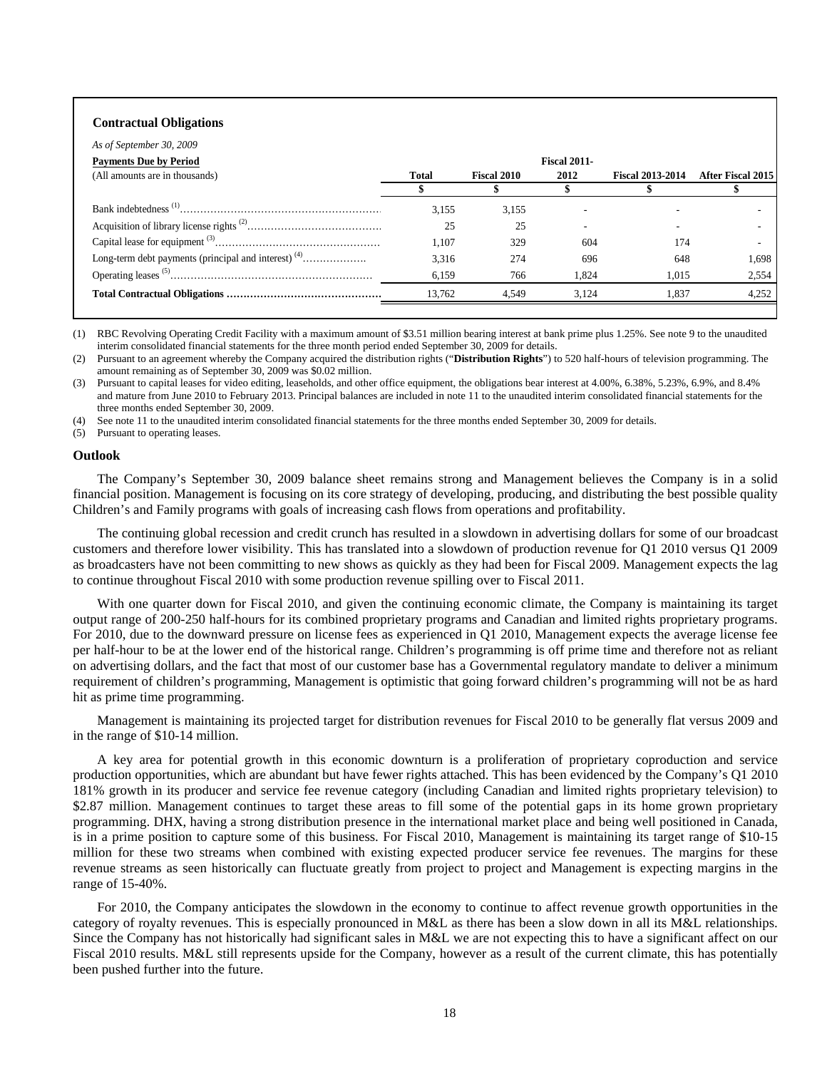## Contractual Obligations

*As of September 30, 2009*

| Payments Due by Period (All amounts are in thousands) | Total | Fiscal 2010 | Fiscal 2011-2012 | Fiscal 2013-2014 | After Fiscal 2015 |
|---|---|---|---|---|---|
| | $ | $ | $ | $ | $ |
| Bank indebtedness [(1)] | 3,155 | 3,155 | - | - | - |
| Acquisition of library license rights [(2)] | 25 | 25 | - | - | - |
| Capital lease for equipment [(3)] | 1,107 | 329 | 604 | 174 | - |
| Long-term debt payments (principal and interest) [(4)] | 3,316 | 274 | 696 | 648 | 1,698 |
| Operating leases [(5)] | 6,159 | 766 | 1,824 | 1,015 | 2,554 |
| **Total Contractual Obligations** | 13,762 | 4,549 | 3,124 | 1,837 | 4,252 |

(1) RBC Revolving Operating Credit Facility with a maximum amount of $3.51 million bearing interest at bank prime plus 1.25%. See note 9 to the unaudited interim consolidated financial statements for the three month period ended September 30, 2009 for details.

(2) Pursuant to an agreement whereby the Company acquired the distribution rights ("**Distribution Rights**") to 520 half-hours of television programming. The amount remaining as of September 30, 2009 was $0.02 million.

(3) Pursuant to capital leases for video editing, leaseholds, and other office equipment, the obligations bear interest at 4.00%, 6.38%, 5.23%, 6.9%, and 8.4% and mature from June 2010 to February 2013. Principal balances are included in note 11 to the unaudited interim consolidated financial statements for the three months ended September 30, 2009.

(4) See note 11 to the unaudited interim consolidated financial statements for the three months ended September 30, 2009 for details.

(5) Pursuant to operating leases.

### Outlook

The Company's September 30, 2009 balance sheet remains strong and Management believes the Company is in a solid financial position. Management is focusing on its core strategy of developing, producing, and distributing the best possible quality Children's and Family programs with goals of increasing cash flows from operations and profitability.

The continuing global recession and credit crunch has resulted in a slowdown in advertising dollars for some of our broadcast customers and therefore lower visibility. This has translated into a slowdown of production revenue for Q1 2010 versus Q1 2009 as broadcasters have not been committing to new shows as quickly as they had been for Fiscal 2009. Management expects the lag to continue throughout Fiscal 2010 with some production revenue spilling over to Fiscal 2011.

With one quarter down for Fiscal 2010, and given the continuing economic climate, the Company is maintaining its target output range of 200-250 half-hours for its combined proprietary programs and Canadian and limited rights proprietary programs. For 2010, due to the downward pressure on license fees as experienced in Q1 2010, Management expects the average license fee per half-hour to be at the lower end of the historical range. Children's programming is off prime time and therefore not as reliant on advertising dollars, and the fact that most of our customer base has a Governmental regulatory mandate to deliver a minimum requirement of children's programming, Management is optimistic that going forward children's programming will not be as hard hit as prime time programming.

Management is maintaining its projected target for distribution revenues for Fiscal 2010 to be generally flat versus 2009 and in the range of $10-14 million.

A key area for potential growth in this economic downturn is a proliferation of proprietary coproduction and service production opportunities, which are abundant but have fewer rights attached. This has been evidenced by the Company's Q1 2010 181% growth in its producer and service fee revenue category (including Canadian and limited rights proprietary television) to $2.87 million. Management continues to target these areas to fill some of the potential gaps in its home grown proprietary programming. DHX, having a strong distribution presence in the international market place and being well positioned in Canada, is in a prime position to capture some of this business. For Fiscal 2010, Management is maintaining its target range of $10-15 million for these two streams when combined with existing expected producer service fee revenues. The margins for these revenue streams as seen historically can fluctuate greatly from project to project and Management is expecting margins in the range of 15-40%.

For 2010, the Company anticipates the slowdown in the economy to continue to affect revenue growth opportunities in the category of royalty revenues. This is especially pronounced in M&L as there has been a slow down in all its M&L relationships. Since the Company has not historically had significant sales in M&L we are not expecting this to have a significant affect on our Fiscal 2010 results. M&L still represents upside for the Company, however as a result of the current climate, this has potentially been pushed further into the future.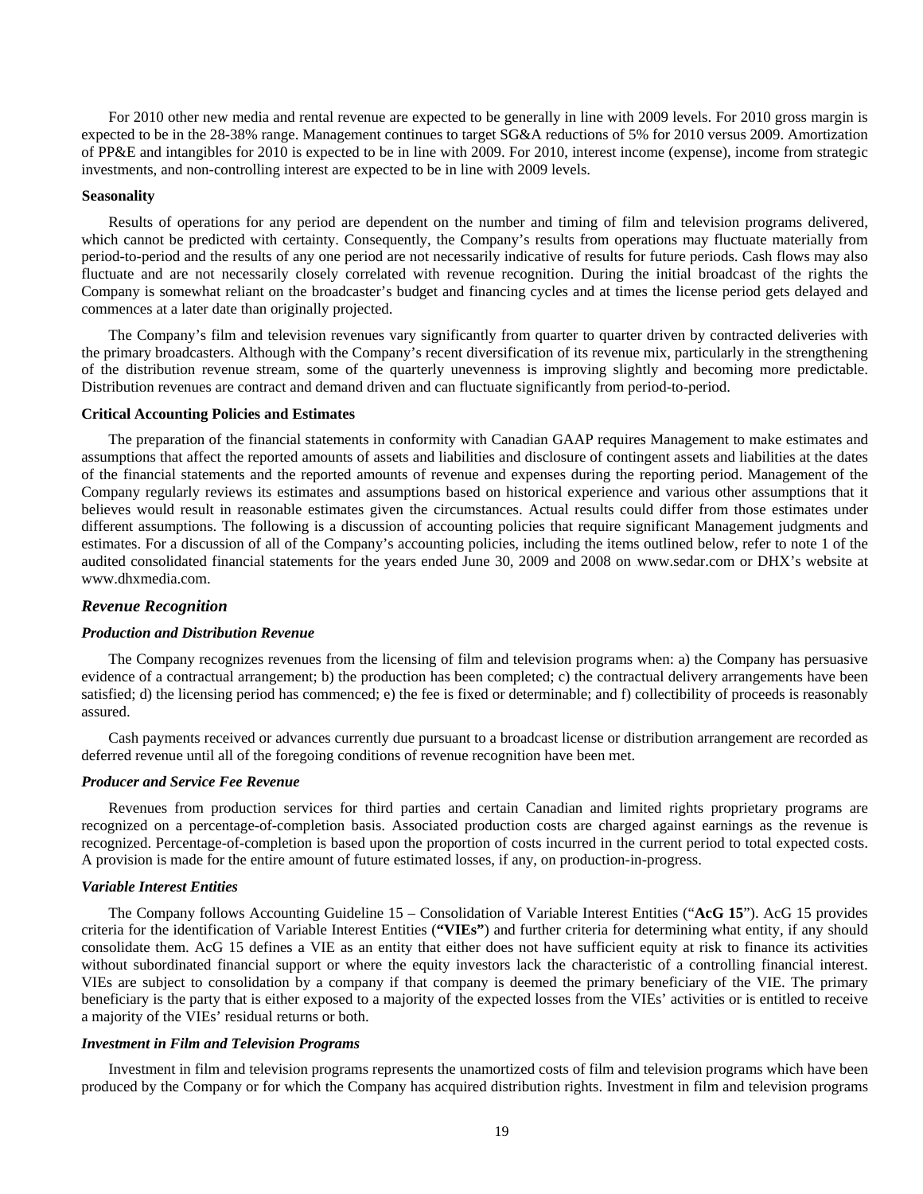For 2010 other new media and rental revenue are expected to be generally in line with 2009 levels. For 2010 gross margin is expected to be in the 28-38% range. Management continues to target SG&A reductions of 5% for 2010 versus 2009. Amortization of PP&E and intangibles for 2010 is expected to be in line with 2009. For 2010, interest income (expense), income from strategic investments, and non-controlling interest are expected to be in line with 2009 levels.

**Seasonality**

Results of operations for any period are dependent on the number and timing of film and television programs delivered, which cannot be predicted with certainty. Consequently, the Company's results from operations may fluctuate materially from period-to-period and the results of any one period are not necessarily indicative of results for future periods. Cash flows may also fluctuate and are not necessarily closely correlated with revenue recognition. During the initial broadcast of the rights the Company is somewhat reliant on the broadcaster's budget and financing cycles and at times the license period gets delayed and commences at a later date than originally projected.

The Company's film and television revenues vary significantly from quarter to quarter driven by contracted deliveries with the primary broadcasters. Although with the Company's recent diversification of its revenue mix, particularly in the strengthening of the distribution revenue stream, some of the quarterly unevenness is improving slightly and becoming more predictable. Distribution revenues are contract and demand driven and can fluctuate significantly from period-to-period.

**Critical Accounting Policies and Estimates**

The preparation of the financial statements in conformity with Canadian GAAP requires Management to make estimates and assumptions that affect the reported amounts of assets and liabilities and disclosure of contingent assets and liabilities at the dates of the financial statements and the reported amounts of revenue and expenses during the reporting period. Management of the Company regularly reviews its estimates and assumptions based on historical experience and various other assumptions that it believes would result in reasonable estimates given the circumstances. Actual results could differ from those estimates under different assumptions. The following is a discussion of accounting policies that require significant Management judgments and estimates. For a discussion of all of the Company's accounting policies, including the items outlined below, refer to note 1 of the audited consolidated financial statements for the years ended June 30, 2009 and 2008 on www.sedar.com or DHX's website at www.dhxmedia.com.

### *Revenue Recognition*

***Production and Distribution Revenue***

The Company recognizes revenues from the licensing of film and television programs when: a) the Company has persuasive evidence of a contractual arrangement; b) the production has been completed; c) the contractual delivery arrangements have been satisfied; d) the licensing period has commenced; e) the fee is fixed or determinable; and f) collectibility of proceeds is reasonably assured.

Cash payments received or advances currently due pursuant to a broadcast license or distribution arrangement are recorded as deferred revenue until all of the foregoing conditions of revenue recognition have been met.

***Producer and Service Fee Revenue***

Revenues from production services for third parties and certain Canadian and limited rights proprietary programs are recognized on a percentage-of-completion basis. Associated production costs are charged against earnings as the revenue is recognized. Percentage-of-completion is based upon the proportion of costs incurred in the current period to total expected costs. A provision is made for the entire amount of future estimated losses, if any, on production-in-progress.

***Variable Interest Entities***

The Company follows Accounting Guideline 15 – Consolidation of Variable Interest Entities ("**AcG 15**"). AcG 15 provides criteria for the identification of Variable Interest Entities (**"VIEs"**) and further criteria for determining what entity, if any should consolidate them. AcG 15 defines a VIE as an entity that either does not have sufficient equity at risk to finance its activities without subordinated financial support or where the equity investors lack the characteristic of a controlling financial interest. VIEs are subject to consolidation by a company if that company is deemed the primary beneficiary of the VIE. The primary beneficiary is the party that is either exposed to a majority of the expected losses from the VIEs' activities or is entitled to receive a majority of the VIEs' residual returns or both.

***Investment in Film and Television Programs***

Investment in film and television programs represents the unamortized costs of film and television programs which have been produced by the Company or for which the Company has acquired distribution rights. Investment in film and television programs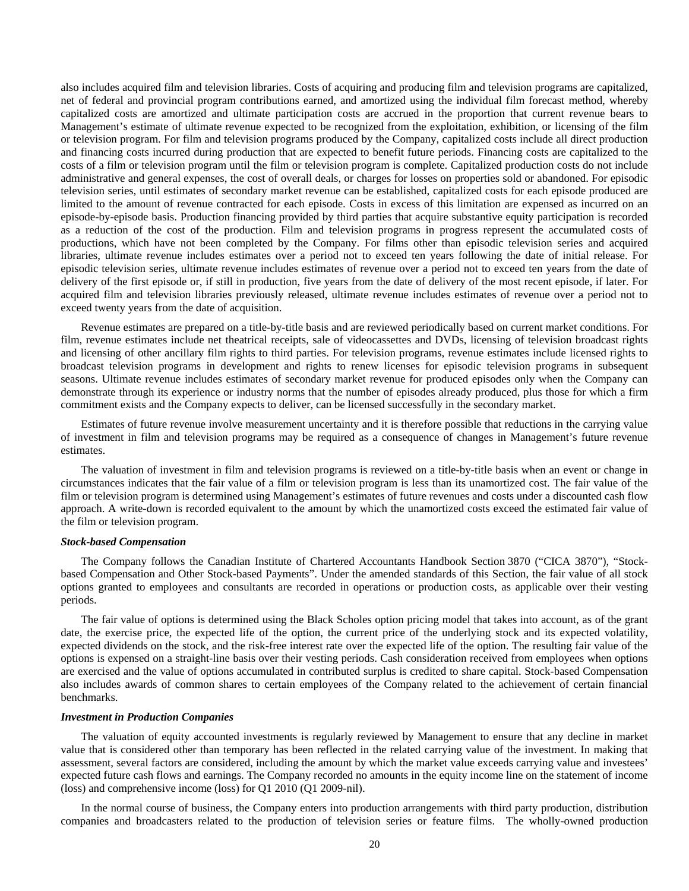also includes acquired film and television libraries. Costs of acquiring and producing film and television programs are capitalized, net of federal and provincial program contributions earned, and amortized using the individual film forecast method, whereby capitalized costs are amortized and ultimate participation costs are accrued in the proportion that current revenue bears to Management's estimate of ultimate revenue expected to be recognized from the exploitation, exhibition, or licensing of the film or television program. For film and television programs produced by the Company, capitalized costs include all direct production and financing costs incurred during production that are expected to benefit future periods. Financing costs are capitalized to the costs of a film or television program until the film or television program is complete. Capitalized production costs do not include administrative and general expenses, the cost of overall deals, or charges for losses on properties sold or abandoned. For episodic television series, until estimates of secondary market revenue can be established, capitalized costs for each episode produced are limited to the amount of revenue contracted for each episode. Costs in excess of this limitation are expensed as incurred on an episode-by-episode basis. Production financing provided by third parties that acquire substantive equity participation is recorded as a reduction of the cost of the production. Film and television programs in progress represent the accumulated costs of productions, which have not been completed by the Company. For films other than episodic television series and acquired libraries, ultimate revenue includes estimates over a period not to exceed ten years following the date of initial release. For episodic television series, ultimate revenue includes estimates of revenue over a period not to exceed ten years from the date of delivery of the first episode or, if still in production, five years from the date of delivery of the most recent episode, if later. For acquired film and television libraries previously released, ultimate revenue includes estimates of revenue over a period not to exceed twenty years from the date of acquisition.

Revenue estimates are prepared on a title-by-title basis and are reviewed periodically based on current market conditions. For film, revenue estimates include net theatrical receipts, sale of videocassettes and DVDs, licensing of television broadcast rights and licensing of other ancillary film rights to third parties. For television programs, revenue estimates include licensed rights to broadcast television programs in development and rights to renew licenses for episodic television programs in subsequent seasons. Ultimate revenue includes estimates of secondary market revenue for produced episodes only when the Company can demonstrate through its experience or industry norms that the number of episodes already produced, plus those for which a firm commitment exists and the Company expects to deliver, can be licensed successfully in the secondary market.

Estimates of future revenue involve measurement uncertainty and it is therefore possible that reductions in the carrying value of investment in film and television programs may be required as a consequence of changes in Management's future revenue estimates.

The valuation of investment in film and television programs is reviewed on a title-by-title basis when an event or change in circumstances indicates that the fair value of a film or television program is less than its unamortized cost. The fair value of the film or television program is determined using Management's estimates of future revenues and costs under a discounted cash flow approach. A write-down is recorded equivalent to the amount by which the unamortized costs exceed the estimated fair value of the film or television program.

***Stock-based Compensation***

The Company follows the Canadian Institute of Chartered Accountants Handbook Section 3870 ("CICA 3870"), "Stock-based Compensation and Other Stock-based Payments". Under the amended standards of this Section, the fair value of all stock options granted to employees and consultants are recorded in operations or production costs, as applicable over their vesting periods.

The fair value of options is determined using the Black Scholes option pricing model that takes into account, as of the grant date, the exercise price, the expected life of the option, the current price of the underlying stock and its expected volatility, expected dividends on the stock, and the risk-free interest rate over the expected life of the option. The resulting fair value of the options is expensed on a straight-line basis over their vesting periods. Cash consideration received from employees when options are exercised and the value of options accumulated in contributed surplus is credited to share capital. Stock-based Compensation also includes awards of common shares to certain employees of the Company related to the achievement of certain financial benchmarks.

***Investment in Production Companies***

The valuation of equity accounted investments is regularly reviewed by Management to ensure that any decline in market value that is considered other than temporary has been reflected in the related carrying value of the investment. In making that assessment, several factors are considered, including the amount by which the market value exceeds carrying value and investees' expected future cash flows and earnings. The Company recorded no amounts in the equity income line on the statement of income (loss) and comprehensive income (loss) for Q1 2010 (Q1 2009-nil).

In the normal course of business, the Company enters into production arrangements with third party production, distribution companies and broadcasters related to the production of television series or feature films. The wholly-owned production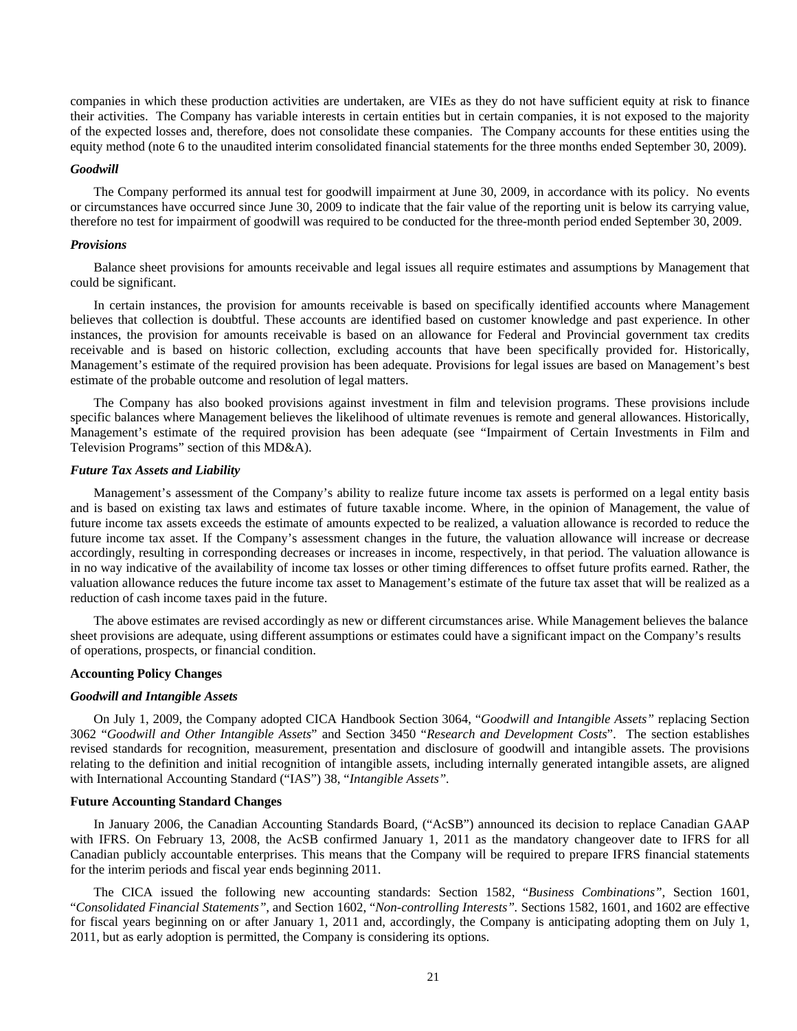companies in which these production activities are undertaken, are VIEs as they do not have sufficient equity at risk to finance their activities. The Company has variable interests in certain entities but in certain companies, it is not exposed to the majority of the expected losses and, therefore, does not consolidate these companies. The Company accounts for these entities using the equity method (note 6 to the unaudited interim consolidated financial statements for the three months ended September 30, 2009).

***Goodwill***

The Company performed its annual test for goodwill impairment at June 30, 2009, in accordance with its policy. No events or circumstances have occurred since June 30, 2009 to indicate that the fair value of the reporting unit is below its carrying value, therefore no test for impairment of goodwill was required to be conducted for the three-month period ended September 30, 2009.

***Provisions***

Balance sheet provisions for amounts receivable and legal issues all require estimates and assumptions by Management that could be significant.

In certain instances, the provision for amounts receivable is based on specifically identified accounts where Management believes that collection is doubtful. These accounts are identified based on customer knowledge and past experience. In other instances, the provision for amounts receivable is based on an allowance for Federal and Provincial government tax credits receivable and is based on historic collection, excluding accounts that have been specifically provided for. Historically, Management's estimate of the required provision has been adequate. Provisions for legal issues are based on Management's best estimate of the probable outcome and resolution of legal matters.

The Company has also booked provisions against investment in film and television programs. These provisions include specific balances where Management believes the likelihood of ultimate revenues is remote and general allowances. Historically, Management's estimate of the required provision has been adequate (see "Impairment of Certain Investments in Film and Television Programs" section of this MD&A).

***Future Tax Assets and Liability***

Management's assessment of the Company's ability to realize future income tax assets is performed on a legal entity basis and is based on existing tax laws and estimates of future taxable income. Where, in the opinion of Management, the value of future income tax assets exceeds the estimate of amounts expected to be realized, a valuation allowance is recorded to reduce the future income tax asset. If the Company's assessment changes in the future, the valuation allowance will increase or decrease accordingly, resulting in corresponding decreases or increases in income, respectively, in that period. The valuation allowance is in no way indicative of the availability of income tax losses or other timing differences to offset future profits earned. Rather, the valuation allowance reduces the future income tax asset to Management's estimate of the future tax asset that will be realized as a reduction of cash income taxes paid in the future.

The above estimates are revised accordingly as new or different circumstances arise. While Management believes the balance sheet provisions are adequate, using different assumptions or estimates could have a significant impact on the Company's results of operations, prospects, or financial condition.

**Accounting Policy Changes**

***Goodwill and Intangible Assets***

On July 1, 2009, the Company adopted CICA Handbook Section 3064, "*Goodwill and Intangible Assets"* replacing Section 3062 "*Goodwill and Other Intangible Assets*" and Section 3450 "*Research and Development Costs*". The section establishes revised standards for recognition, measurement, presentation and disclosure of goodwill and intangible assets. The provisions relating to the definition and initial recognition of intangible assets, including internally generated intangible assets, are aligned with International Accounting Standard ("IAS") 38, "*Intangible Assets"*.

**Future Accounting Standard Changes**

In January 2006, the Canadian Accounting Standards Board, ("AcSB") announced its decision to replace Canadian GAAP with IFRS. On February 13, 2008, the AcSB confirmed January 1, 2011 as the mandatory changeover date to IFRS for all Canadian publicly accountable enterprises. This means that the Company will be required to prepare IFRS financial statements for the interim periods and fiscal year ends beginning 2011.

The CICA issued the following new accounting standards: Section 1582, "*Business Combinations"*, Section 1601, "*Consolidated Financial Statements"*, and Section 1602, "*Non-controlling Interests"*. Sections 1582, 1601, and 1602 are effective for fiscal years beginning on or after January 1, 2011 and, accordingly, the Company is anticipating adopting them on July 1, 2011, but as early adoption is permitted, the Company is considering its options.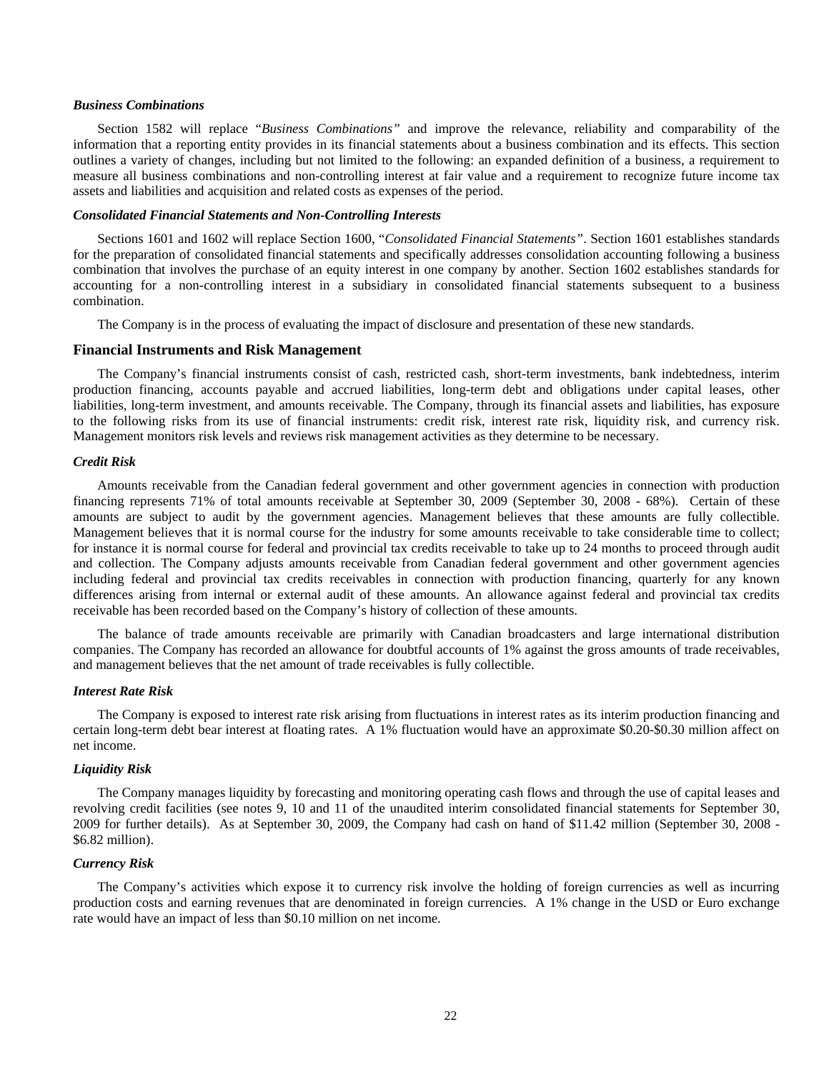### *Business Combinations*

Section 1582 will replace "*Business Combinations"* and improve the relevance, reliability and comparability of the information that a reporting entity provides in its financial statements about a business combination and its effects. This section outlines a variety of changes, including but not limited to the following: an expanded definition of a business, a requirement to measure all business combinations and non-controlling interest at fair value and a requirement to recognize future income tax assets and liabilities and acquisition and related costs as expenses of the period.

### *Consolidated Financial Statements and Non-Controlling Interests*

Sections 1601 and 1602 will replace Section 1600, "*Consolidated Financial Statements"*. Section 1601 establishes standards for the preparation of consolidated financial statements and specifically addresses consolidation accounting following a business combination that involves the purchase of an equity interest in one company by another. Section 1602 establishes standards for accounting for a non-controlling interest in a subsidiary in consolidated financial statements subsequent to a business combination.

The Company is in the process of evaluating the impact of disclosure and presentation of these new standards.

## Financial Instruments and Risk Management

The Company's financial instruments consist of cash, restricted cash, short-term investments, bank indebtedness, interim production financing, accounts payable and accrued liabilities, long-term debt and obligations under capital leases, other liabilities, long-term investment, and amounts receivable. The Company, through its financial assets and liabilities, has exposure to the following risks from its use of financial instruments: credit risk, interest rate risk, liquidity risk, and currency risk. Management monitors risk levels and reviews risk management activities as they determine to be necessary.

### *Credit Risk*

Amounts receivable from the Canadian federal government and other government agencies in connection with production financing represents 71% of total amounts receivable at September 30, 2009 (September 30, 2008 - 68%). Certain of these amounts are subject to audit by the government agencies. Management believes that these amounts are fully collectible. Management believes that it is normal course for the industry for some amounts receivable to take considerable time to collect; for instance it is normal course for federal and provincial tax credits receivable to take up to 24 months to proceed through audit and collection. The Company adjusts amounts receivable from Canadian federal government and other government agencies including federal and provincial tax credits receivables in connection with production financing, quarterly for any known differences arising from internal or external audit of these amounts. An allowance against federal and provincial tax credits receivable has been recorded based on the Company's history of collection of these amounts.

The balance of trade amounts receivable are primarily with Canadian broadcasters and large international distribution companies. The Company has recorded an allowance for doubtful accounts of 1% against the gross amounts of trade receivables, and management believes that the net amount of trade receivables is fully collectible.

### *Interest Rate Risk*

The Company is exposed to interest rate risk arising from fluctuations in interest rates as its interim production financing and certain long-term debt bear interest at floating rates. A 1% fluctuation would have an approximate $0.20-$0.30 million affect on net income.

### *Liquidity Risk*

The Company manages liquidity by forecasting and monitoring operating cash flows and through the use of capital leases and revolving credit facilities (see notes 9, 10 and 11 of the unaudited interim consolidated financial statements for September 30, 2009 for further details). As at September 30, 2009, the Company had cash on hand of $11.42 million (September 30, 2008 - $6.82 million).

### *Currency Risk*

The Company's activities which expose it to currency risk involve the holding of foreign currencies as well as incurring production costs and earning revenues that are denominated in foreign currencies. A 1% change in the USD or Euro exchange rate would have an impact of less than $0.10 million on net income.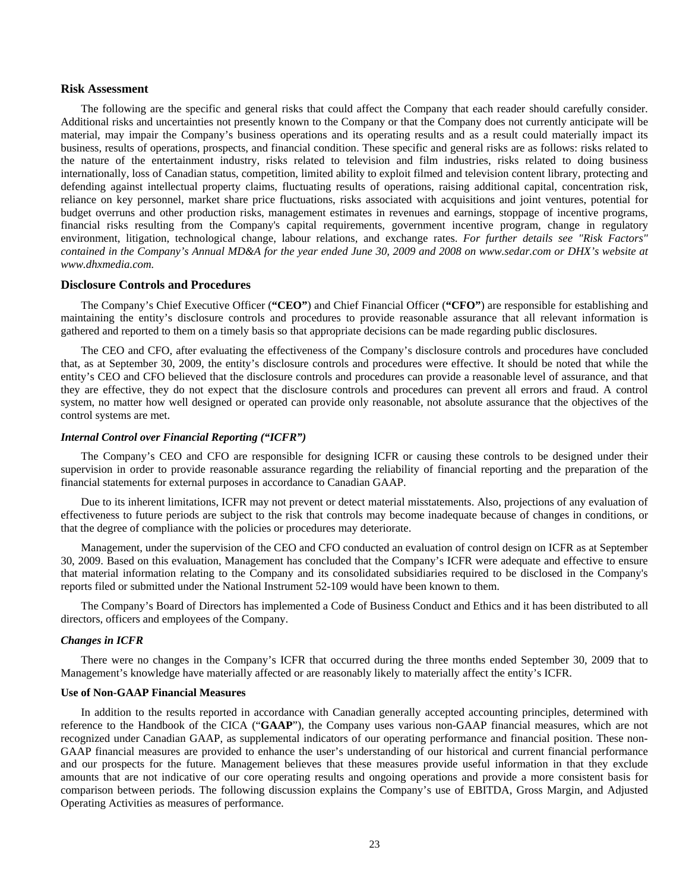## Risk Assessment

The following are the specific and general risks that could affect the Company that each reader should carefully consider. Additional risks and uncertainties not presently known to the Company or that the Company does not currently anticipate will be material, may impair the Company's business operations and its operating results and as a result could materially impact its business, results of operations, prospects, and financial condition. These specific and general risks are as follows: risks related to the nature of the entertainment industry, risks related to television and film industries, risks related to doing business internationally, loss of Canadian status, competition, limited ability to exploit filmed and television content library, protecting and defending against intellectual property claims, fluctuating results of operations, raising additional capital, concentration risk, reliance on key personnel, market share price fluctuations, risks associated with acquisitions and joint ventures, potential for budget overruns and other production risks, management estimates in revenues and earnings, stoppage of incentive programs, financial risks resulting from the Company's capital requirements, government incentive program, change in regulatory environment, litigation, technological change, labour relations, and exchange rates. *For further details see "Risk Factors" contained in the Company's Annual MD&A for the year ended June 30, 2009 and 2008 on www.sedar.com or DHX's website at www.dhxmedia.com.*

## Disclosure Controls and Procedures

The Company's Chief Executive Officer (**"CEO"**) and Chief Financial Officer (**"CFO"**) are responsible for establishing and maintaining the entity's disclosure controls and procedures to provide reasonable assurance that all relevant information is gathered and reported to them on a timely basis so that appropriate decisions can be made regarding public disclosures.

The CEO and CFO, after evaluating the effectiveness of the Company's disclosure controls and procedures have concluded that, as at September 30, 2009, the entity's disclosure controls and procedures were effective. It should be noted that while the entity's CEO and CFO believed that the disclosure controls and procedures can provide a reasonable level of assurance, and that they are effective, they do not expect that the disclosure controls and procedures can prevent all errors and fraud. A control system, no matter how well designed or operated can provide only reasonable, not absolute assurance that the objectives of the control systems are met.

### *Internal Control over Financial Reporting ("ICFR")*

The Company's CEO and CFO are responsible for designing ICFR or causing these controls to be designed under their supervision in order to provide reasonable assurance regarding the reliability of financial reporting and the preparation of the financial statements for external purposes in accordance to Canadian GAAP.

Due to its inherent limitations, ICFR may not prevent or detect material misstatements. Also, projections of any evaluation of effectiveness to future periods are subject to the risk that controls may become inadequate because of changes in conditions, or that the degree of compliance with the policies or procedures may deteriorate.

Management, under the supervision of the CEO and CFO conducted an evaluation of control design on ICFR as at September 30, 2009. Based on this evaluation, Management has concluded that the Company's ICFR were adequate and effective to ensure that material information relating to the Company and its consolidated subsidiaries required to be disclosed in the Company's reports filed or submitted under the National Instrument 52-109 would have been known to them.

The Company's Board of Directors has implemented a Code of Business Conduct and Ethics and it has been distributed to all directors, officers and employees of the Company.

### *Changes in ICFR*

There were no changes in the Company's ICFR that occurred during the three months ended September 30, 2009 that to Management's knowledge have materially affected or are reasonably likely to materially affect the entity's ICFR.

### Use of Non-GAAP Financial Measures

In addition to the results reported in accordance with Canadian generally accepted accounting principles, determined with reference to the Handbook of the CICA ("**GAAP**"), the Company uses various non-GAAP financial measures, which are not recognized under Canadian GAAP, as supplemental indicators of our operating performance and financial position. These non-GAAP financial measures are provided to enhance the user's understanding of our historical and current financial performance and our prospects for the future. Management believes that these measures provide useful information in that they exclude amounts that are not indicative of our core operating results and ongoing operations and provide a more consistent basis for comparison between periods. The following discussion explains the Company's use of EBITDA, Gross Margin, and Adjusted Operating Activities as measures of performance.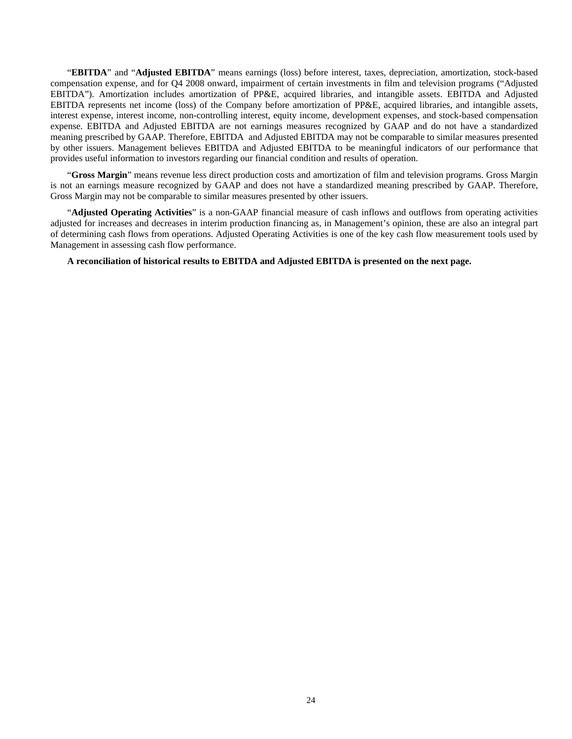“**EBITDA**” and “**Adjusted EBITDA**” means earnings (loss) before interest, taxes, depreciation, amortization, stock-based compensation expense, and for Q4 2008 onward, impairment of certain investments in film and television programs (“Adjusted EBITDA”). Amortization includes amortization of PP&E, acquired libraries, and intangible assets. EBITDA and Adjusted EBITDA represents net income (loss) of the Company before amortization of PP&E, acquired libraries, and intangible assets, interest expense, interest income, non-controlling interest, equity income, development expenses, and stock-based compensation expense. EBITDA and Adjusted EBITDA are not earnings measures recognized by GAAP and do not have a standardized meaning prescribed by GAAP. Therefore, EBITDA and Adjusted EBITDA may not be comparable to similar measures presented by other issuers. Management believes EBITDA and Adjusted EBITDA to be meaningful indicators of our performance that provides useful information to investors regarding our financial condition and results of operation.

“**Gross Margin**” means revenue less direct production costs and amortization of film and television programs. Gross Margin is not an earnings measure recognized by GAAP and does not have a standardized meaning prescribed by GAAP. Therefore, Gross Margin may not be comparable to similar measures presented by other issuers.

“**Adjusted Operating Activities**” is a non-GAAP financial measure of cash inflows and outflows from operating activities adjusted for increases and decreases in interim production financing as, in Management’s opinion, these are also an integral part of determining cash flows from operations. Adjusted Operating Activities is one of the key cash flow measurement tools used by Management in assessing cash flow performance.

**A reconciliation of historical results to EBITDA and Adjusted EBITDA is presented on the next page.**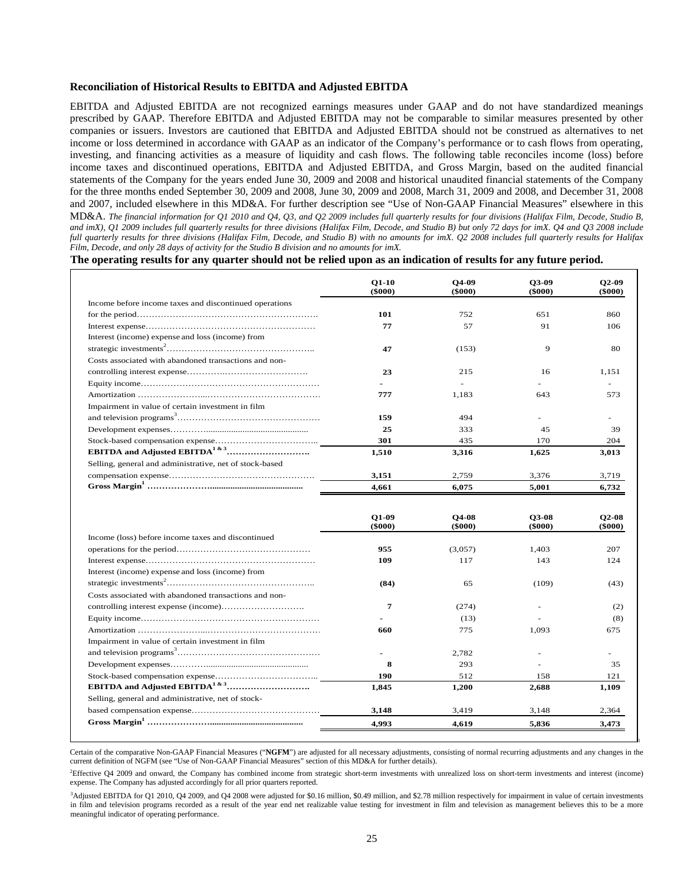**Reconciliation of Historical Results to EBITDA and Adjusted EBITDA**

EBITDA and Adjusted EBITDA are not recognized earnings measures under GAAP and do not have standardized meanings prescribed by GAAP. Therefore EBITDA and Adjusted EBITDA may not be comparable to similar measures presented by other companies or issuers. Investors are cautioned that EBITDA and Adjusted EBITDA should not be construed as alternatives to net income or loss determined in accordance with GAAP as an indicator of the Company's performance or to cash flows from operating, investing, and financing activities as a measure of liquidity and cash flows. The following table reconciles income (loss) before income taxes and discontinued operations, EBITDA and Adjusted EBITDA, and Gross Margin, based on the audited financial statements of the Company for the years ended June 30, 2009 and 2008 and historical unaudited financial statements of the Company for the three months ended September 30, 2009 and 2008, June 30, 2009 and 2008, March 31, 2009 and 2008, and December 31, 2008 and 2007, included elsewhere in this MD&A. For further description see "Use of Non-GAAP Financial Measures" elsewhere in this MD&A. *The financial information for Q1 2010 and Q4, Q3, and Q2 2009 includes full quarterly results for four divisions (Halifax Film, Decode, Studio B, and imX), Q1 2009 includes full quarterly results for three divisions (Halifax Film, Decode, and Studio B) but only 72 days for imX. Q4 and Q3 2008 include full quarterly results for three divisions (Halifax Film, Decode, and Studio B) with no amounts for imX. Q2 2008 includes full quarterly results for Halifax Film, Decode, and only 28 days of activity for the Studio B division and no amounts for imX.*

**The operating results for any quarter should not be relied upon as an indication of results for any future period.**

| | Q1-10 ($000) | Q4-09 ($000) | Q3-09 ($000) | Q2-09 ($000) |
|---|---|---|---|---|
| Income before income taxes and discontinued operations for the period | **101** | 752 | 651 | 860 |
| Interest expense | **77** | 57 | 91 | 106 |
| Interest (income) expense and loss (income) from strategic investments[2] | **47** | (153) | 9 | 80 |
| Costs associated with abandoned transactions and non-controlling interest expense | **23** | 215 | 16 | 1,151 |
| Equity income | **-** | - | - | - |
| Amortization | **777** | 1,183 | 643 | 573 |
| Impairment in value of certain investment in film and television programs[3] | **159** | 494 | - | - |
| Development expenses | **25** | 333 | 45 | 39 |
| Stock-based compensation expense | **301** | 435 | 170 | 204 |
| **EBITDA and Adjusted EBITDA[1 & 3]** | **1,510** | **3,316** | **1,625** | **3,013** |
| Selling, general and administrative, net of stock-based compensation expense | **3,151** | 2,759 | 3,376 | 3,719 |
| **Gross Margin[1]** | **4,661** | **6,075** | **5,001** | **6,732** |

| | Q1-09 ($000) | Q4-08 ($000) | Q3-08 ($000) | Q2-08 ($000) |
|---|---|---|---|---|
| Income (loss) before income taxes and discontinued operations for the period | **955** | (3,057) | 1,403 | 207 |
| Interest expense | **109** | 117 | 143 | 124 |
| Interest (income) expense and loss (income) from strategic investments[2] | **(84)** | 65 | (109) | (43) |
| Costs associated with abandoned transactions and non-controlling interest expense (income) | **7** | (274) | - | (2) |
| Equity income | **-** | (13) | - | (8) |
| Amortization | **660** | 775 | 1,093 | 675 |
| Impairment in value of certain investment in film and television programs[3] | **-** | 2,782 | - | - |
| Development expenses | **8** | 293 | - | 35 |
| Stock-based compensation expense | **190** | 512 | 158 | 121 |
| **EBITDA and Adjusted EBITDA[1 & 3]** | **1,845** | **1,200** | **2,688** | **1,109** |
| Selling, general and administrative, net of stock-based compensation expense | **3,148** | 3,419 | 3,148 | 2,364 |
| **Gross Margin[1]** | **4,993** | **4,619** | **5,836** | **3,473** |

Certain of the comparative Non-GAAP Financial Measures ("**NGFM**") are adjusted for all necessary adjustments, consisting of normal recurring adjustments and any changes in the current definition of NGFM (see "Use of Non-GAAP Financial Measures" section of this MD&A for further details).

[2]Effective Q4 2009 and onward, the Company has combined income from strategic short-term investments with unrealized loss on short-term investments and interest (income) expense. The Company has adjusted accordingly for all prior quarters reported.

[3]Adjusted EBITDA for Q1 2010, Q4 2009, and Q4 2008 were adjusted for $0.16 million, $0.49 million, and $2.78 million respectively for impairment in value of certain investments in film and television programs recorded as a result of the year end net realizable value testing for investment in film and television as management believes this to be a more meaningful indicator of operating performance.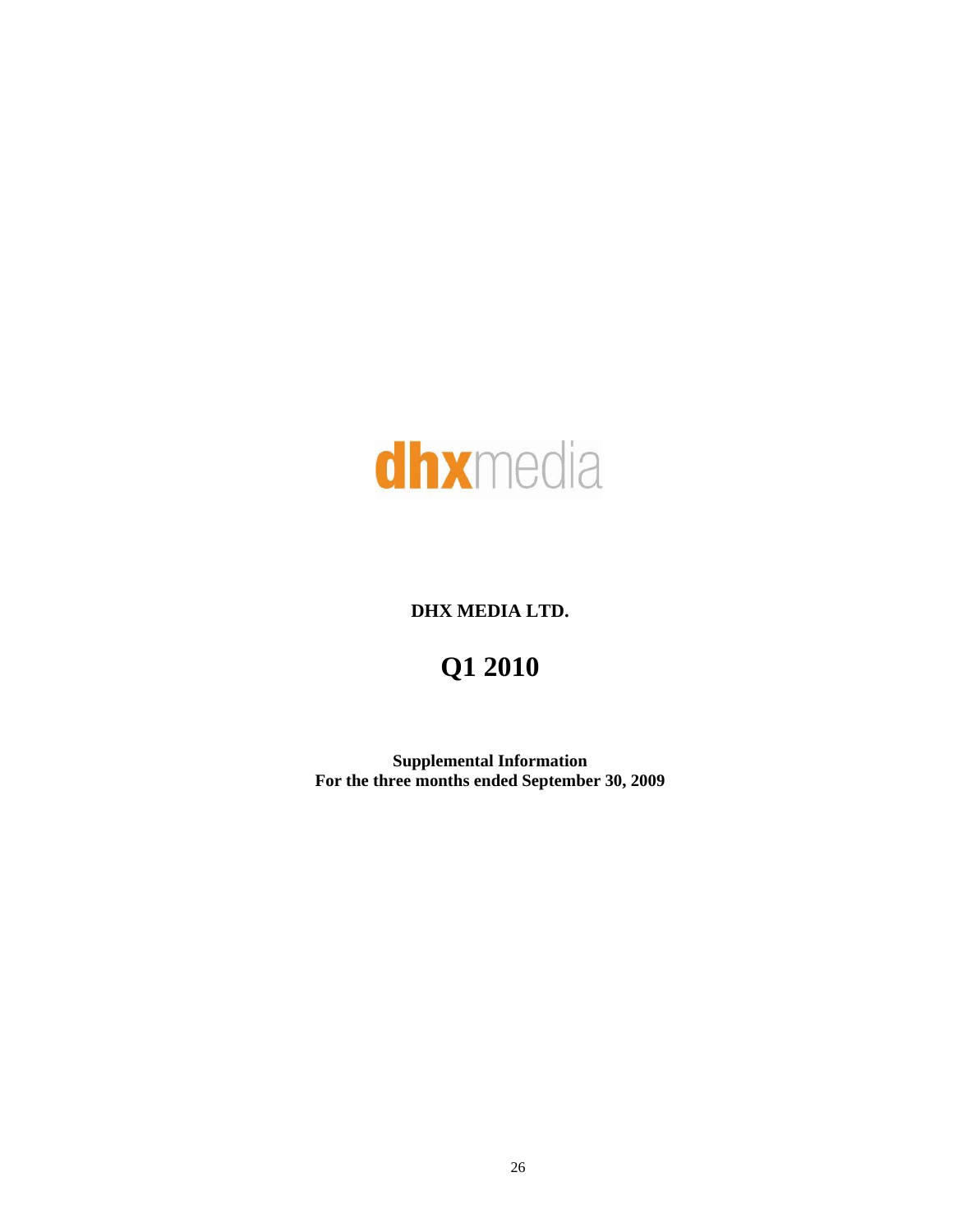dhxmedia

**DHX MEDIA LTD.**

# Q1 2010

**Supplemental Information**
**For the three months ended September 30, 2009**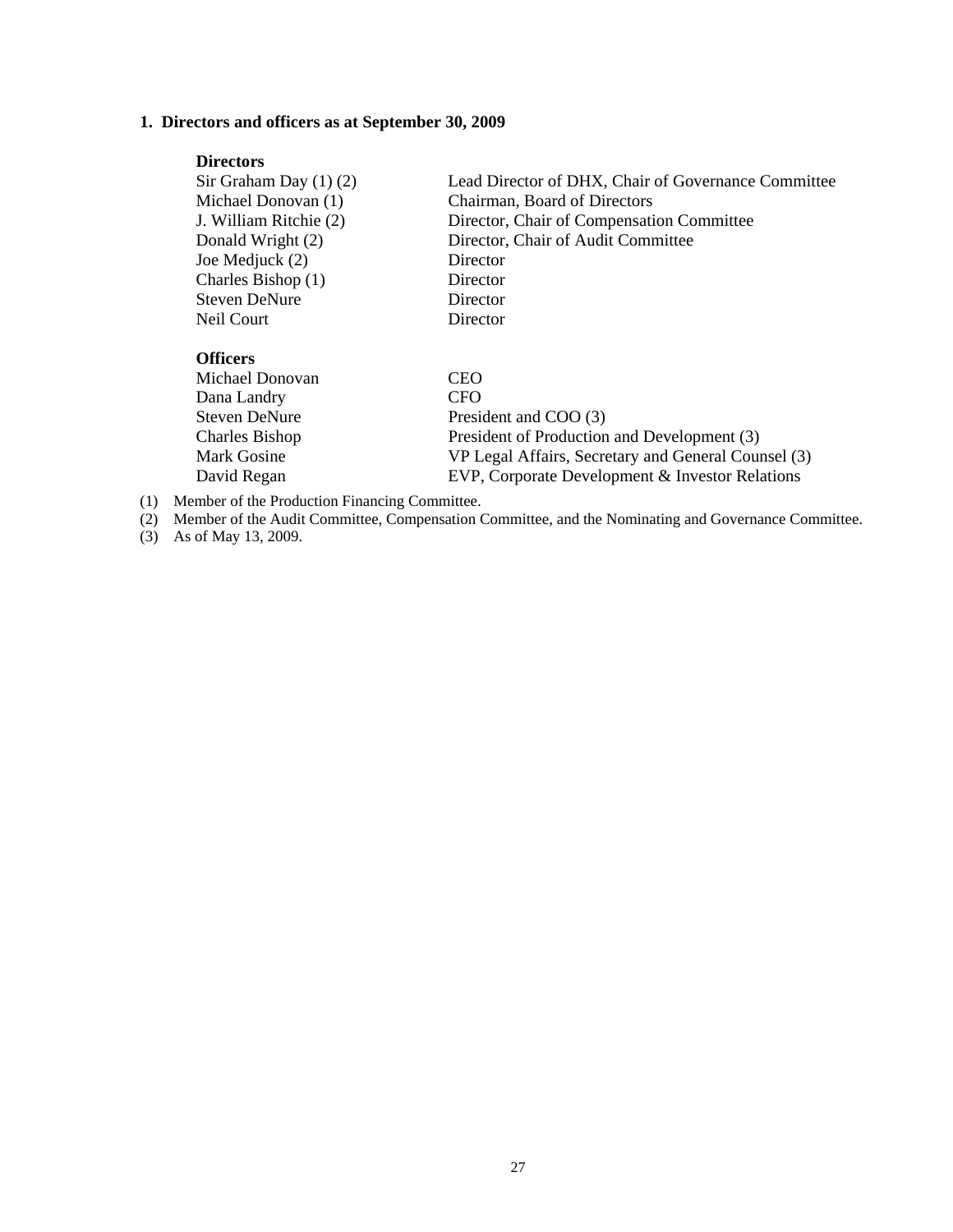## 1. Directors and officers as at September 30, 2009

**Directors**

| | |
|---|---|
| Sir Graham Day (1) (2) | Lead Director of DHX, Chair of Governance Committee |
| Michael Donovan (1) | Chairman, Board of Directors |
| J. William Ritchie (2) | Director, Chair of Compensation Committee |
| Donald Wright (2) | Director, Chair of Audit Committee |
| Joe Medjuck (2) | Director |
| Charles Bishop (1) | Director |
| Steven DeNure | Director |
| Neil Court | Director |

**Officers**

| | |
|---|---|
| Michael Donovan | CEO |
| Dana Landry | CFO |
| Steven DeNure | President and COO (3) |
| Charles Bishop | President of Production and Development (3) |
| Mark Gosine | VP Legal Affairs, Secretary and General Counsel (3) |
| David Regan | EVP, Corporate Development & Investor Relations |

(1) Member of the Production Financing Committee.

(2) Member of the Audit Committee, Compensation Committee, and the Nominating and Governance Committee.

(3) As of May 13, 2009.